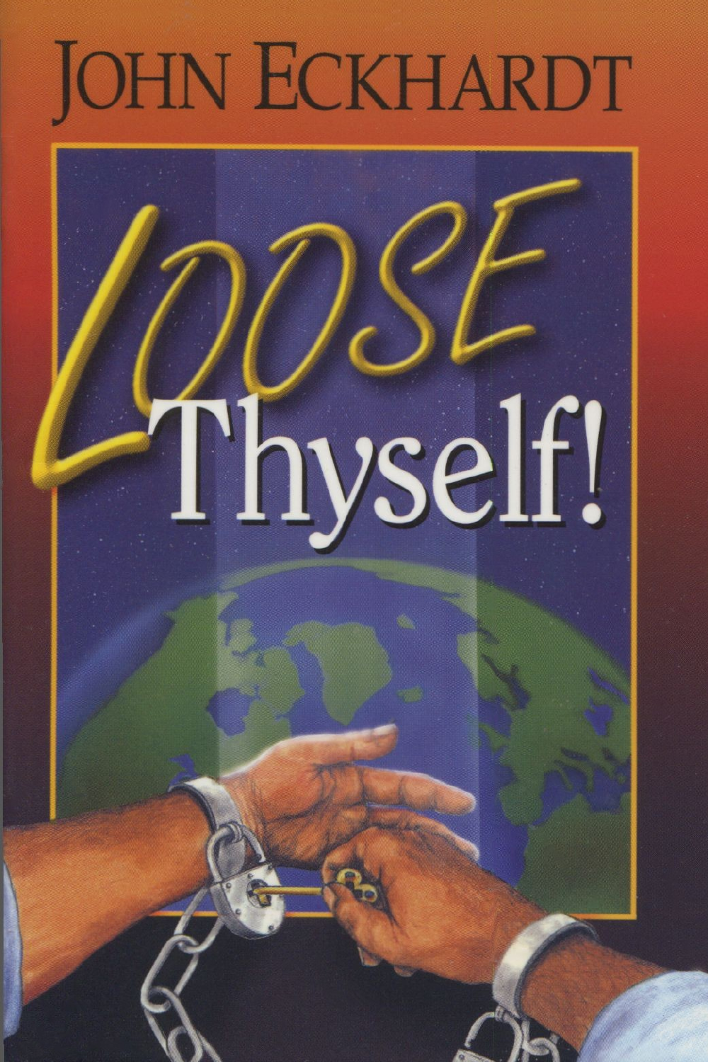# JOHN ECKHARDT

# LOOSE Thyself!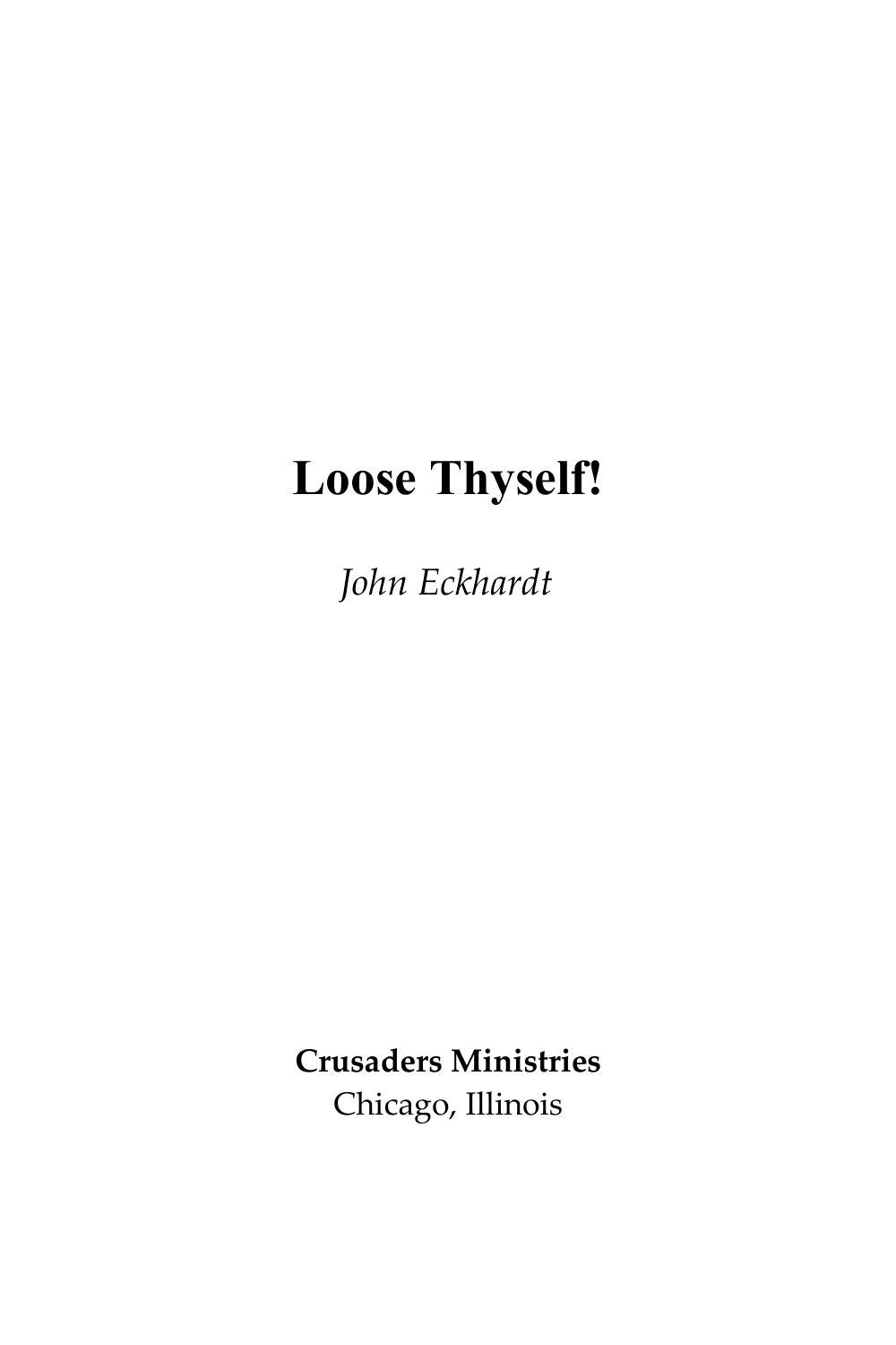# Loose Thyself!

*John Eckhardt*

**Crusaders Ministries**
Chicago, Illinois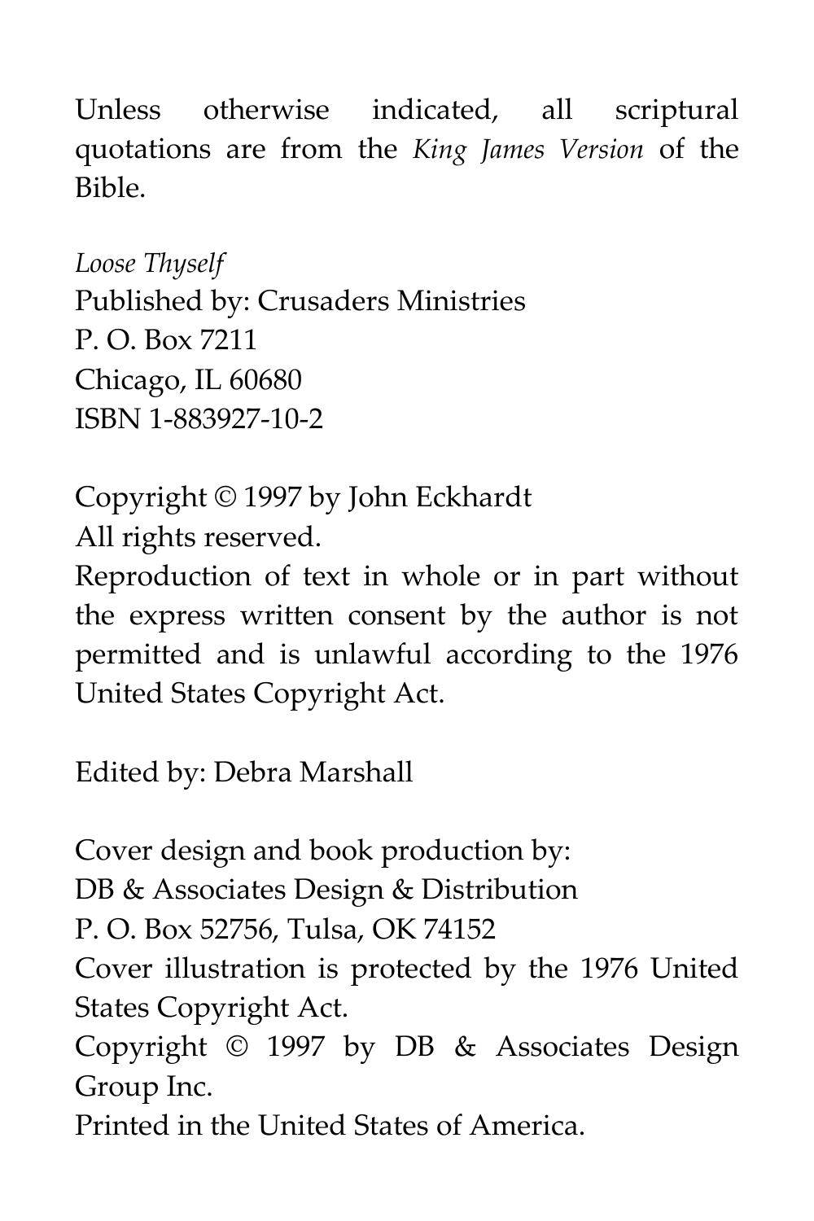Unless otherwise indicated, all scriptural quotations are from the *King James Version* of the Bible.

*Loose Thyself*
Published by: Crusaders Ministries
P. O. Box 7211
Chicago, IL 60680
ISBN 1-883927-10-2

Copyright © 1997 by John Eckhardt
All rights reserved.
Reproduction of text in whole or in part without the express written consent by the author is not permitted and is unlawful according to the 1976 United States Copyright Act.

Edited by: Debra Marshall

Cover design and book production by:
DB & Associates Design & Distribution
P. O. Box 52756, Tulsa, OK 74152
Cover illustration is protected by the 1976 United States Copyright Act.
Copyright © 1997 by DB & Associates Design Group Inc.
Printed in the United States of America.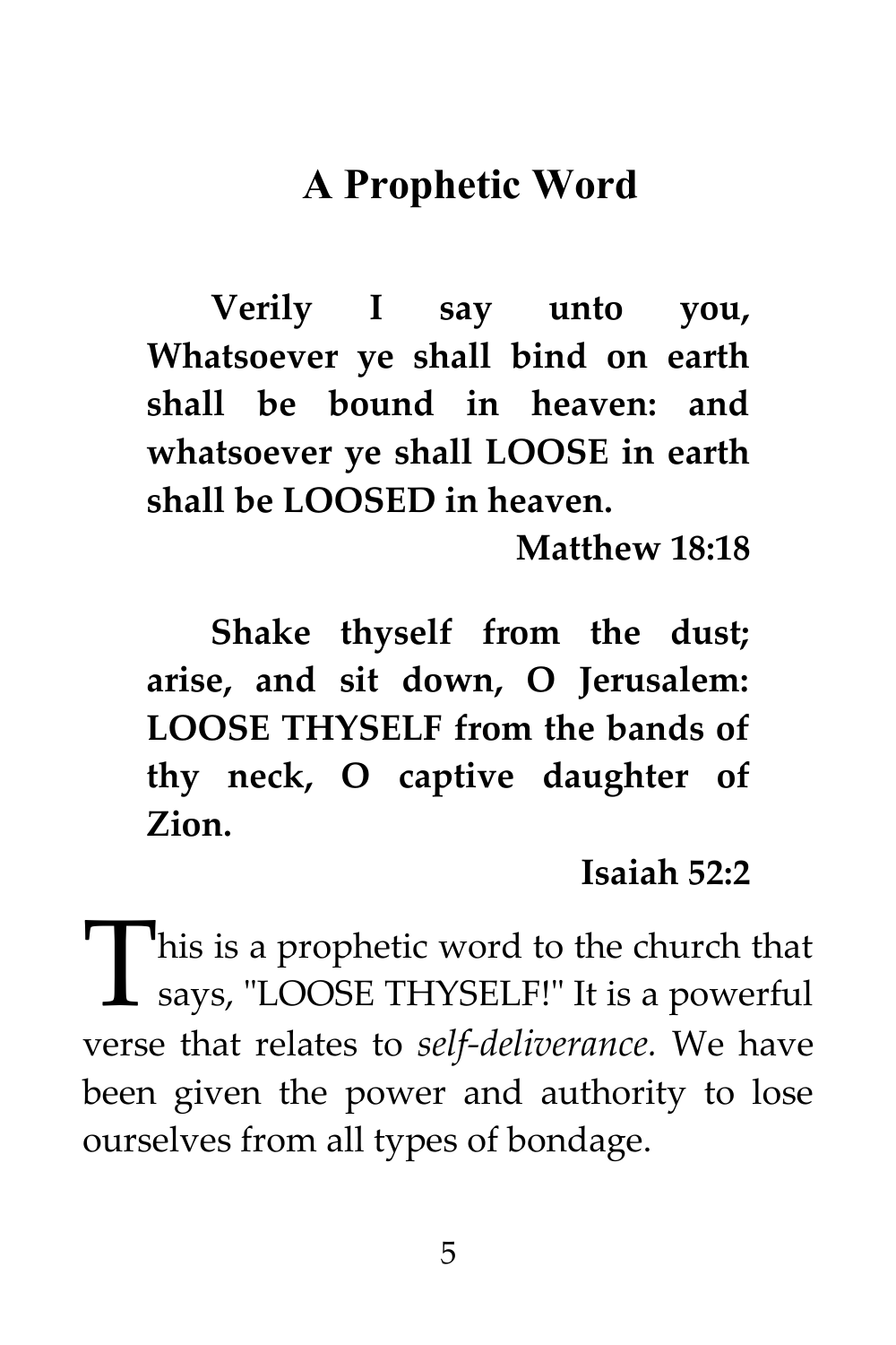# A Prophetic Word

> **Verily I say unto you, Whatsoever ye shall bind on earth shall be bound in heaven: and whatsoever ye shall LOOSE in earth shall be LOOSED in heaven.**
>
> **Matthew 18:18**

> **Shake thyself from the dust; arise, and sit down, O Jerusalem: LOOSE THYSELF from the bands of thy neck, O captive daughter of Zion.**
>
> **Isaiah 52:2**

This is a prophetic word to the church that says, "LOOSE THYSELF!" It is a powerful verse that relates to *self-deliverance.* We have been given the power and authority to lose ourselves from all types of bondage.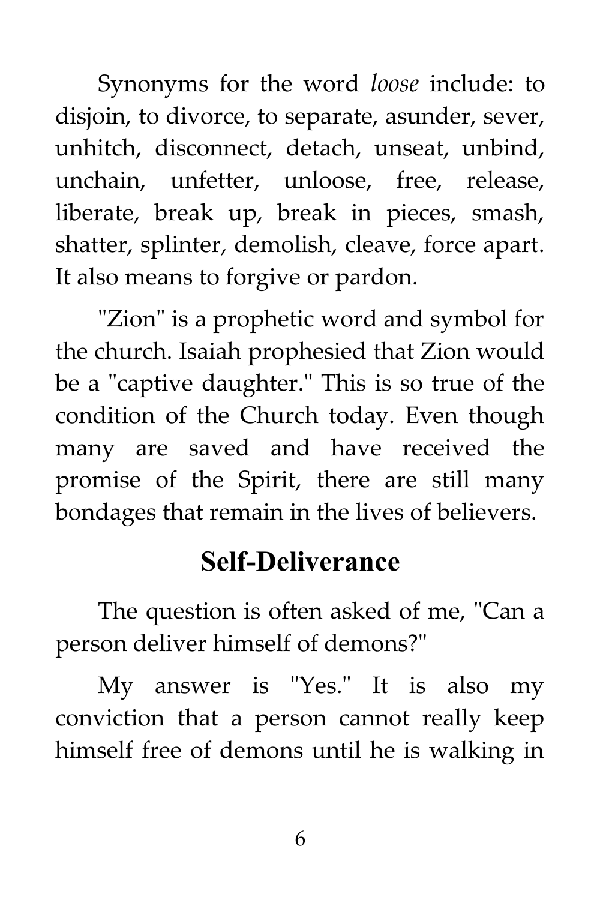Synonyms for the word *loose* include: to disjoin, to divorce, to separate, asunder, sever, unhitch, disconnect, detach, unseat, unbind, unchain, unfetter, unloose, free, release, liberate, break up, break in pieces, smash, shatter, splinter, demolish, cleave, force apart. It also means to forgive or pardon.

"Zion" is a prophetic word and symbol for the church. Isaiah prophesied that Zion would be a "captive daughter." This is so true of the condition of the Church today. Even though many are saved and have received the promise of the Spirit, there are still many bondages that remain in the lives of believers.

## Self-Deliverance

The question is often asked of me, "Can a person deliver himself of demons?"

My answer is "Yes." It is also my conviction that a person cannot really keep himself free of demons until he is walking in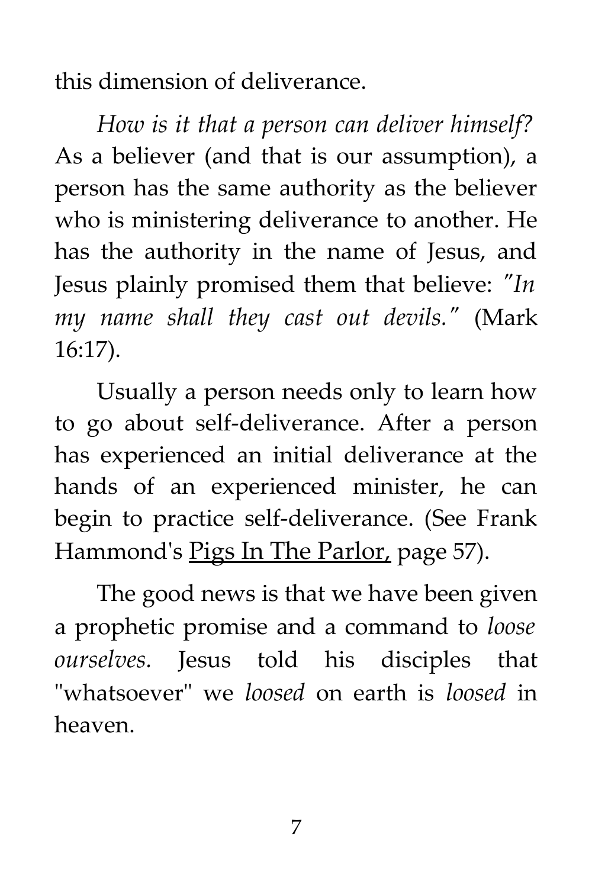this dimension of deliverance.

*How is it that a person can deliver himself?* As a believer (and that is our assumption), a person has the same authority as the believer who is ministering deliverance to another. He has the authority in the name of Jesus, and Jesus plainly promised them that believe: *"In my name shall they cast out devils."* (Mark 16:17).

Usually a person needs only to learn how to go about self-deliverance. After a person has experienced an initial deliverance at the hands of an experienced minister, he can begin to practice self-deliverance. (See Frank Hammond's <u>Pigs In The Parlor,</u> page 57).

The good news is that we have been given a prophetic promise and a command to *loose ourselves.* Jesus told his disciples that "whatsoever" we *loosed* on earth is *loosed* in heaven.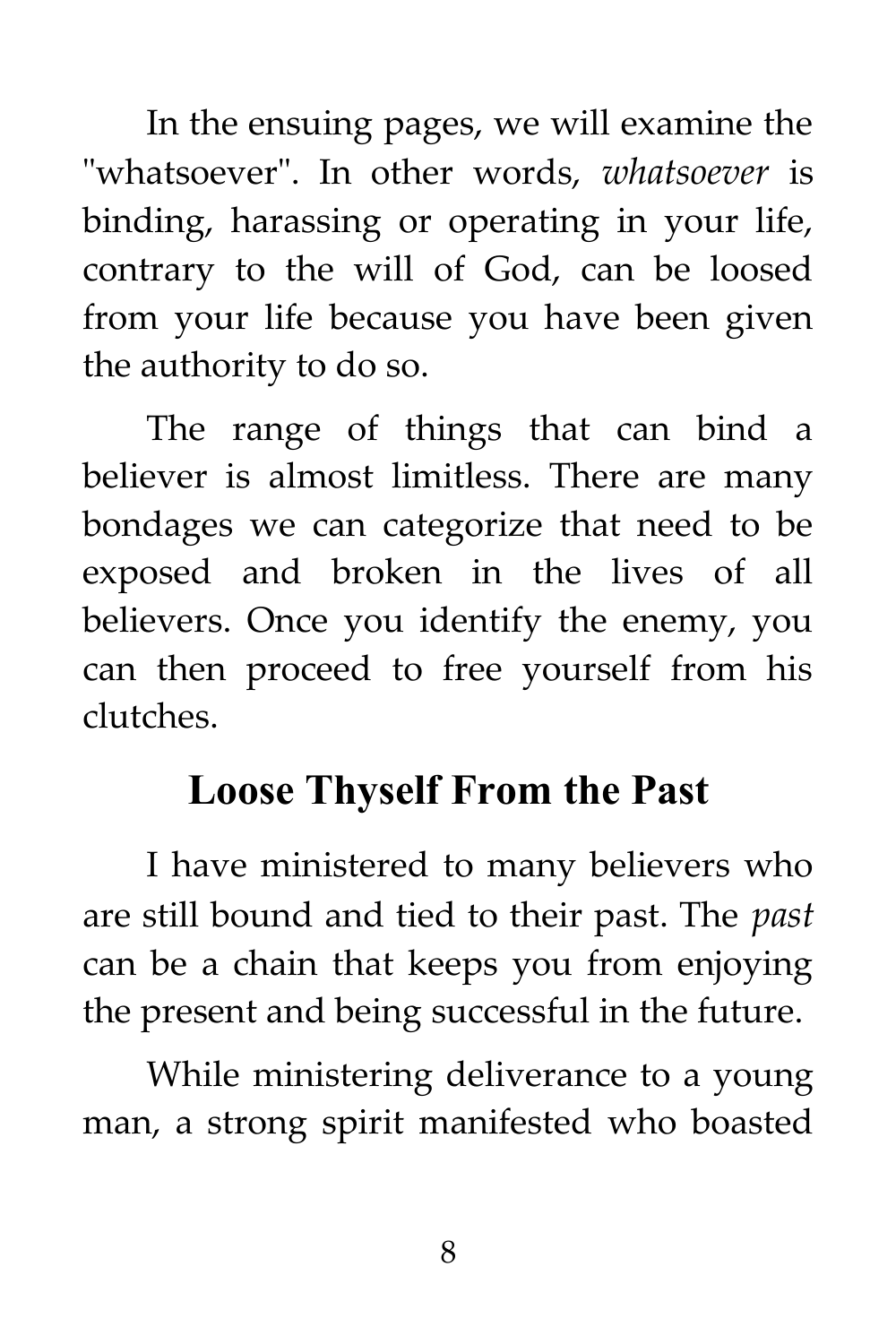In the ensuing pages, we will examine the "whatsoever". In other words, *whatsoever* is binding, harassing or operating in your life, contrary to the will of God, can be loosed from your life because you have been given the authority to do so.

The range of things that can bind a believer is almost limitless. There are many bondages we can categorize that need to be exposed and broken in the lives of all believers. Once you identify the enemy, you can then proceed to free yourself from his clutches.

## Loose Thyself From the Past

I have ministered to many believers who are still bound and tied to their past. The *past* can be a chain that keeps you from enjoying the present and being successful in the future.

While ministering deliverance to a young man, a strong spirit manifested who boasted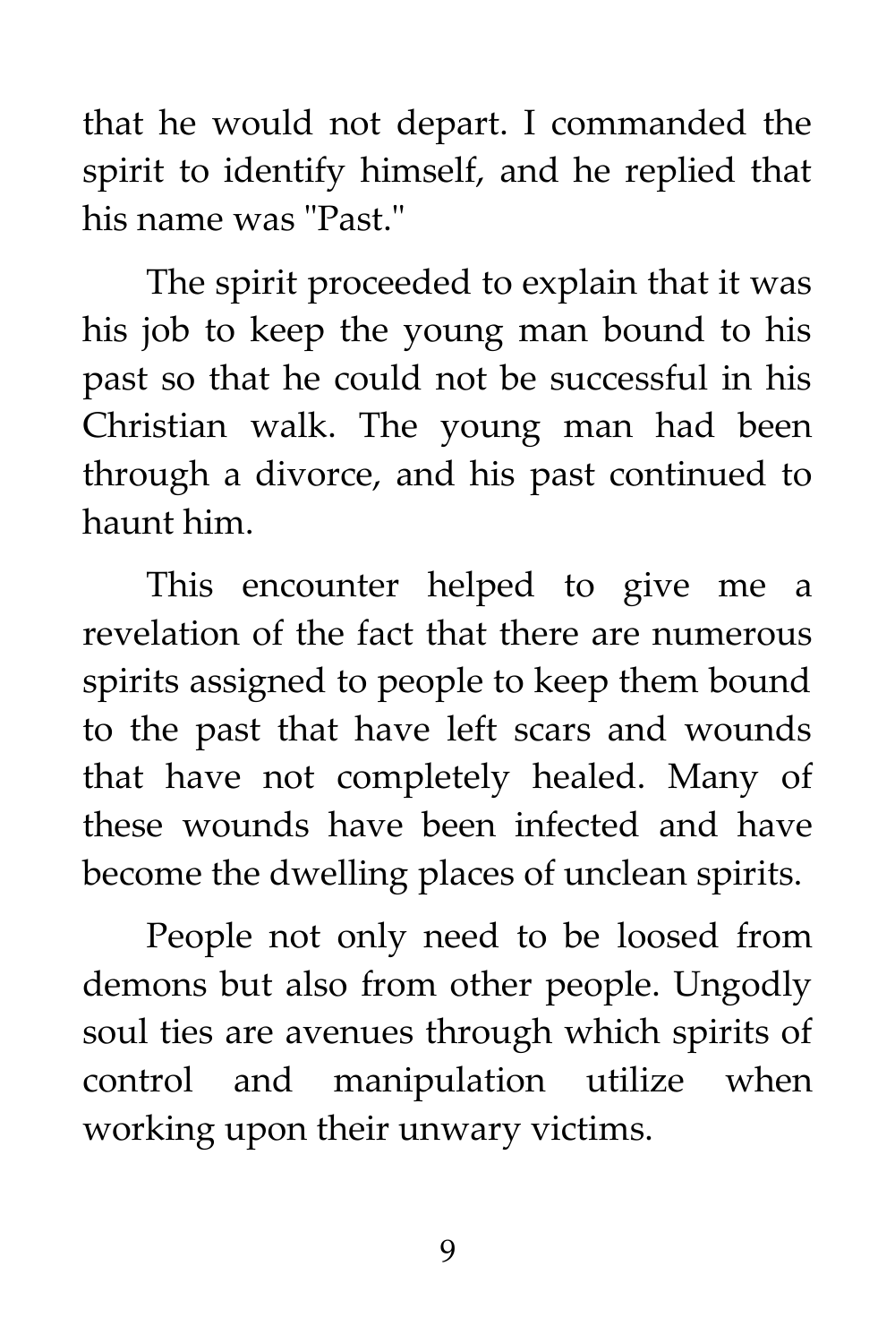that he would not depart. I commanded the spirit to identify himself, and he replied that his name was "Past."

The spirit proceeded to explain that it was his job to keep the young man bound to his past so that he could not be successful in his Christian walk. The young man had been through a divorce, and his past continued to haunt him.

This encounter helped to give me a revelation of the fact that there are numerous spirits assigned to people to keep them bound to the past that have left scars and wounds that have not completely healed. Many of these wounds have been infected and have become the dwelling places of unclean spirits.

People not only need to be loosed from demons but also from other people. Ungodly soul ties are avenues through which spirits of control and manipulation utilize when working upon their unwary victims.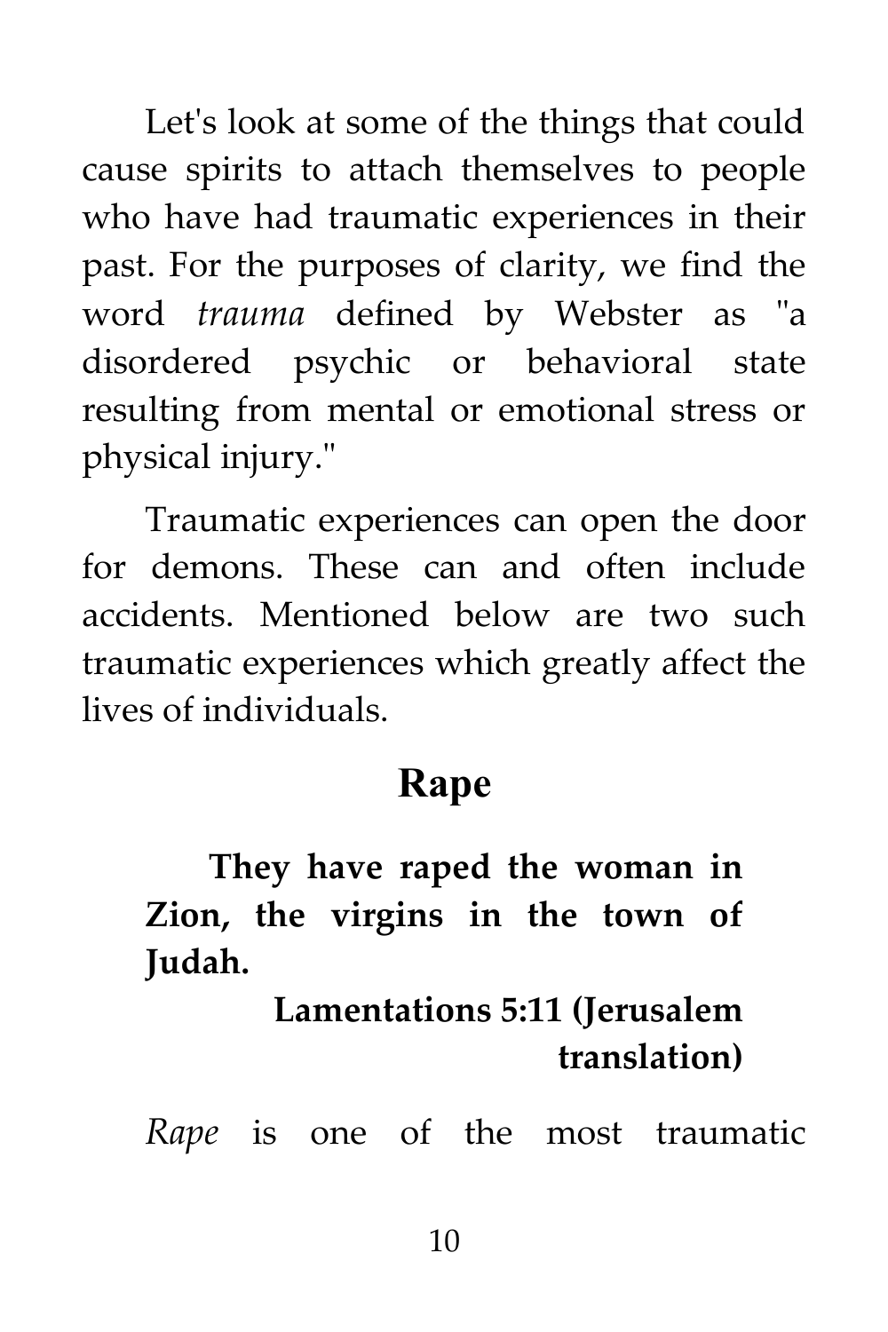Let's look at some of the things that could cause spirits to attach themselves to people who have had traumatic experiences in their past. For the purposes of clarity, we find the word *trauma* defined by Webster as "a disordered psychic or behavioral state resulting from mental or emotional stress or physical injury."

Traumatic experiences can open the door for demons. These can and often include accidents. Mentioned below are two such traumatic experiences which greatly affect the lives of individuals.

## Rape

> **They have raped the woman in Zion, the virgins in the town of Judah.**
>
> **Lamentations 5:11 (Jerusalem translation)**

*Rape* is one of the most traumatic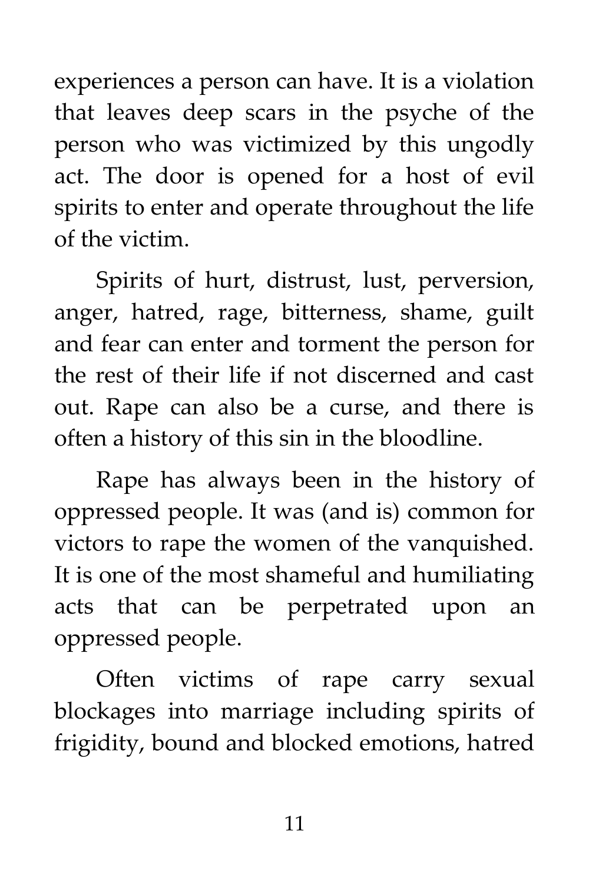experiences a person can have. It is a violation that leaves deep scars in the psyche of the person who was victimized by this ungodly act. The door is opened for a host of evil spirits to enter and operate throughout the life of the victim.

Spirits of hurt, distrust, lust, perversion, anger, hatred, rage, bitterness, shame, guilt and fear can enter and torment the person for the rest of their life if not discerned and cast out. Rape can also be a curse, and there is often a history of this sin in the bloodline.

Rape has always been in the history of oppressed people. It was (and is) common for victors to rape the women of the vanquished. It is one of the most shameful and humiliating acts that can be perpetrated upon an oppressed people.

Often victims of rape carry sexual blockages into marriage including spirits of frigidity, bound and blocked emotions, hatred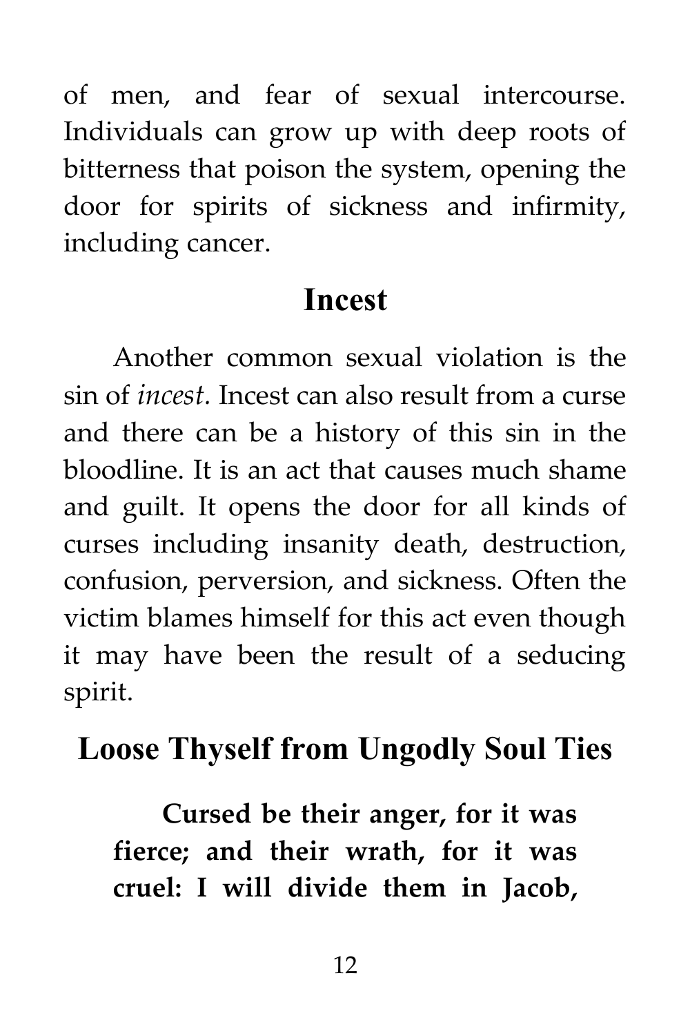of men, and fear of sexual intercourse. Individuals can grow up with deep roots of bitterness that poison the system, opening the door for spirits of sickness and infirmity, including cancer.

## Incest

Another common sexual violation is the sin of *incest*. Incest can also result from a curse and there can be a history of this sin in the bloodline. It is an act that causes much shame and guilt. It opens the door for all kinds of curses including insanity death, destruction, confusion, perversion, and sickness. Often the victim blames himself for this act even though it may have been the result of a seducing spirit.

## Loose Thyself from Ungodly Soul Ties

> **Cursed be their anger, for it was fierce; and their wrath, for it was cruel: I will divide them in Jacob,**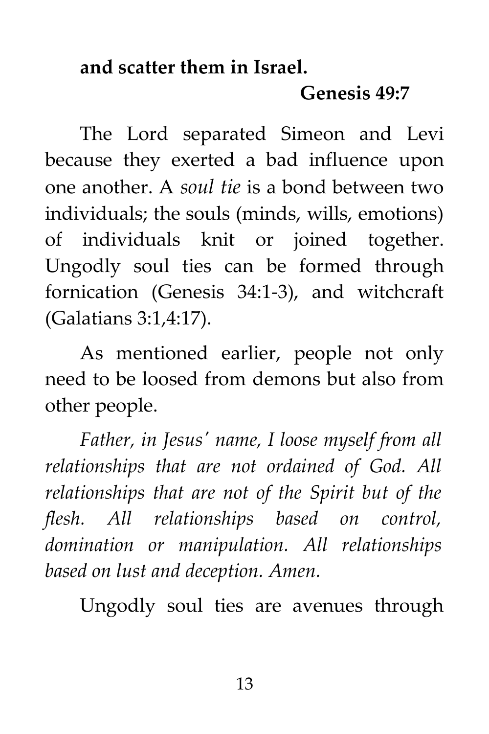**and scatter them in Israel.**

**Genesis 49:7**

The Lord separated Simeon and Levi because they exerted a bad influence upon one another. A *soul tie* is a bond between two individuals; the souls (minds, wills, emotions) of individuals knit or joined together. Ungodly soul ties can be formed through fornication (Genesis 34:1-3), and witchcraft (Galatians 3:1,4:17).

As mentioned earlier, people not only need to be loosed from demons but also from other people.

*Father, in Jesus' name, I loose myself from all relationships that are not ordained of God. All relationships that are not of the Spirit but of the flesh. All relationships based on control, domination or manipulation. All relationships based on lust and deception. Amen.*

Ungodly soul ties are avenues through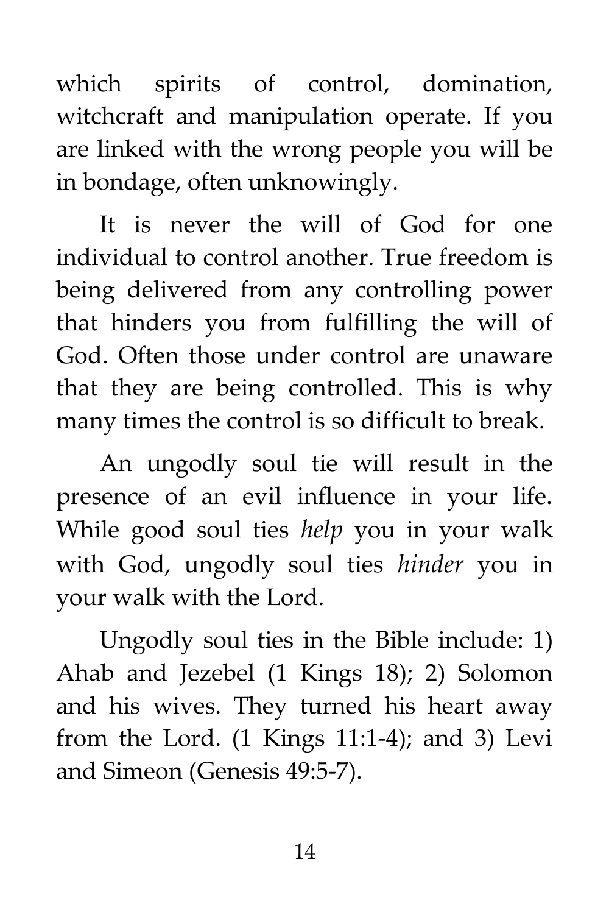which spirits of control, domination, witchcraft and manipulation operate. If you are linked with the wrong people you will be in bondage, often unknowingly.

It is never the will of God for one individual to control another. True freedom is being delivered from any controlling power that hinders you from fulfilling the will of God. Often those under control are unaware that they are being controlled. This is why many times the control is so difficult to break.

An ungodly soul tie will result in the presence of an evil influence in your life. While good soul ties *help* you in your walk with God, ungodly soul ties *hinder* you in your walk with the Lord.

Ungodly soul ties in the Bible include: 1) Ahab and Jezebel (1 Kings 18); 2) Solomon and his wives. They turned his heart away from the Lord. (1 Kings 11:1-4); and 3) Levi and Simeon (Genesis 49:5-7).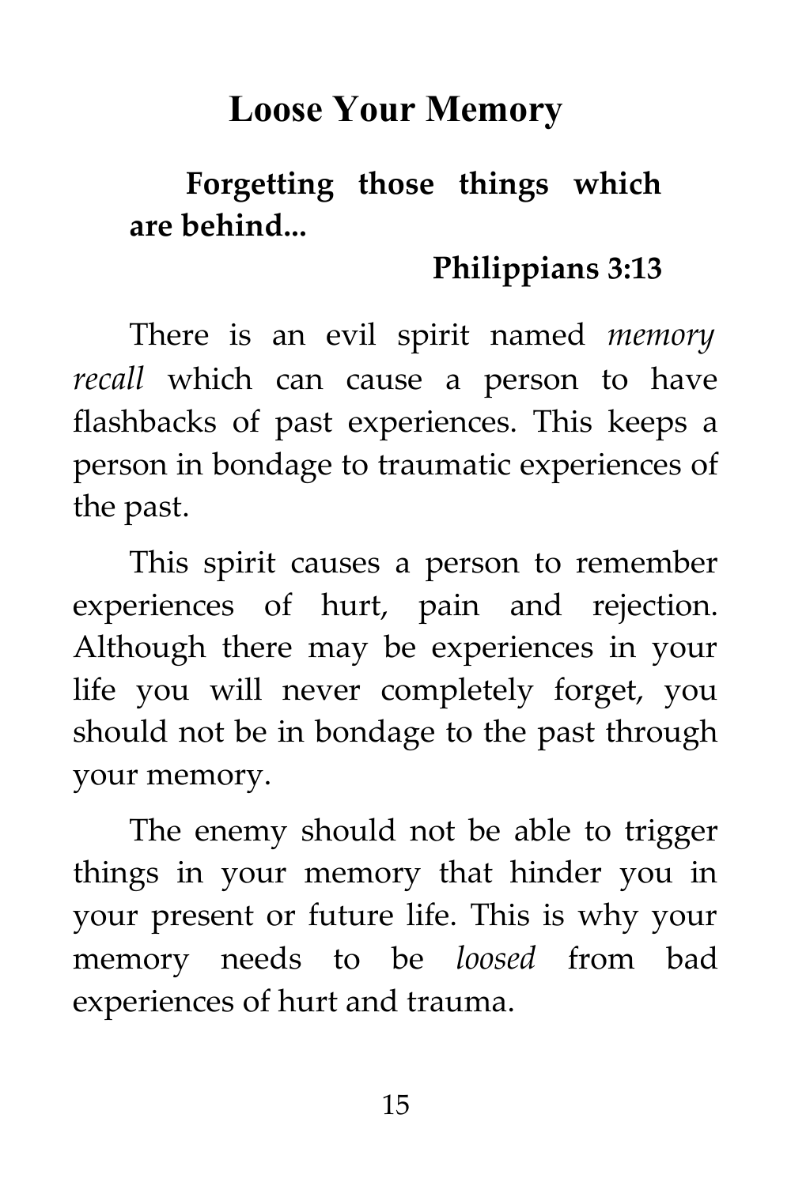# Loose Your Memory

> **Forgetting those things which are behind...**
>
> **Philippians 3:13**

There is an evil spirit named *memory recall* which can cause a person to have flashbacks of past experiences. This keeps a person in bondage to traumatic experiences of the past.

This spirit causes a person to remember experiences of hurt, pain and rejection. Although there may be experiences in your life you will never completely forget, you should not be in bondage to the past through your memory.

The enemy should not be able to trigger things in your memory that hinder you in your present or future life. This is why your memory needs to be *loosed* from bad experiences of hurt and trauma.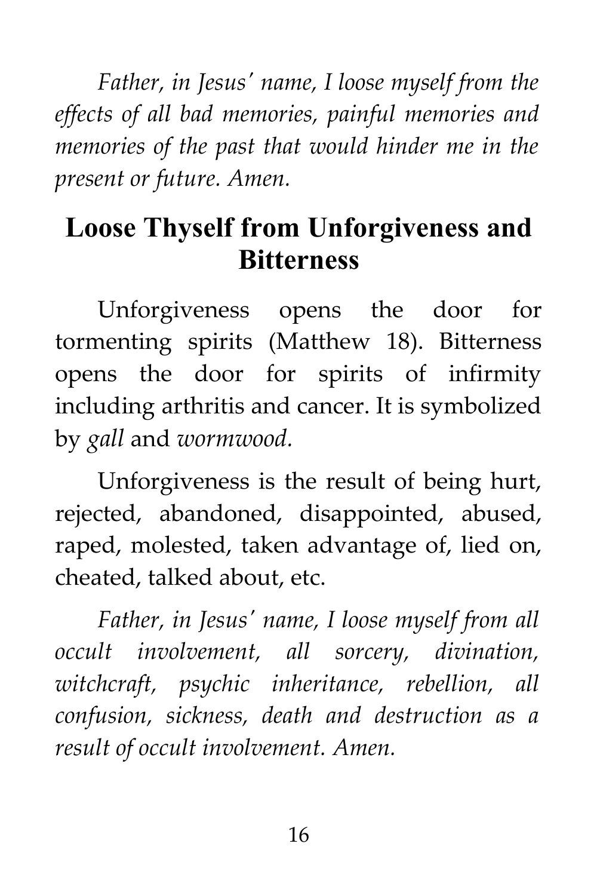*Father, in Jesus' name, I loose myself from the effects of all bad memories, painful memories and memories of the past that would hinder me in the present or future. Amen.*

## Loose Thyself from Unforgiveness and Bitterness

Unforgiveness opens the door for tormenting spirits (Matthew 18). Bitterness opens the door for spirits of infirmity including arthritis and cancer. It is symbolized by *gall* and *wormwood.*

Unforgiveness is the result of being hurt, rejected, abandoned, disappointed, abused, raped, molested, taken advantage of, lied on, cheated, talked about, etc.

*Father, in Jesus' name, I loose myself from all occult involvement, all sorcery, divination, witchcraft, psychic inheritance, rebellion, all confusion, sickness, death and destruction as a result of occult involvement. Amen.*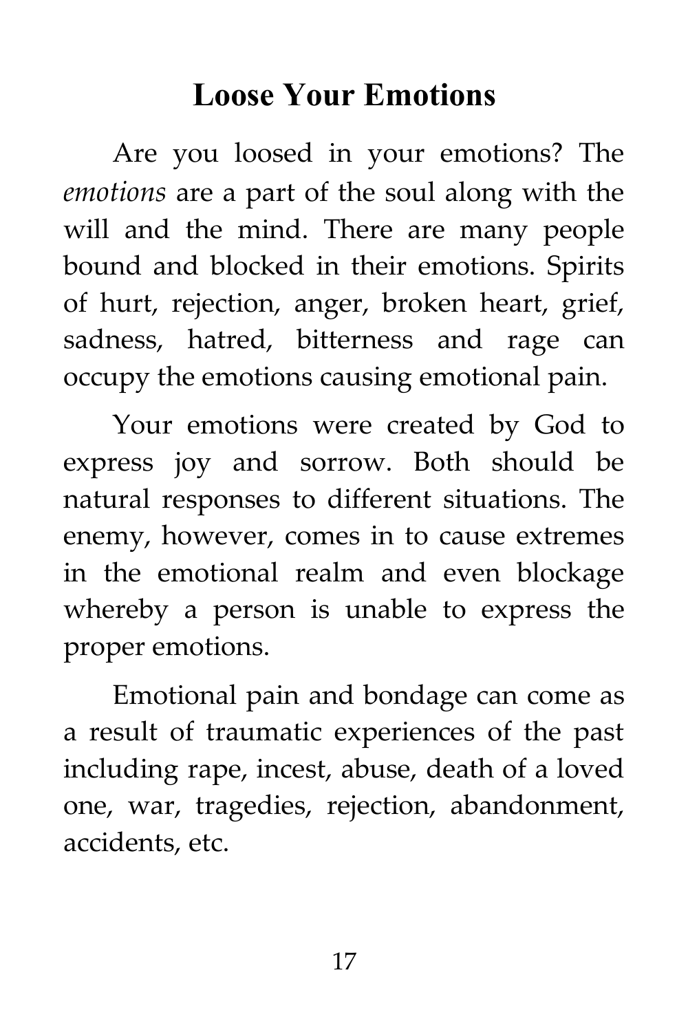## Loose Your Emotions

Are you loosed in your emotions? The *emotions* are a part of the soul along with the will and the mind. There are many people bound and blocked in their emotions. Spirits of hurt, rejection, anger, broken heart, grief, sadness, hatred, bitterness and rage can occupy the emotions causing emotional pain.

Your emotions were created by God to express joy and sorrow. Both should be natural responses to different situations. The enemy, however, comes in to cause extremes in the emotional realm and even blockage whereby a person is unable to express the proper emotions.

Emotional pain and bondage can come as a result of traumatic experiences of the past including rape, incest, abuse, death of a loved one, war, tragedies, rejection, abandonment, accidents, etc.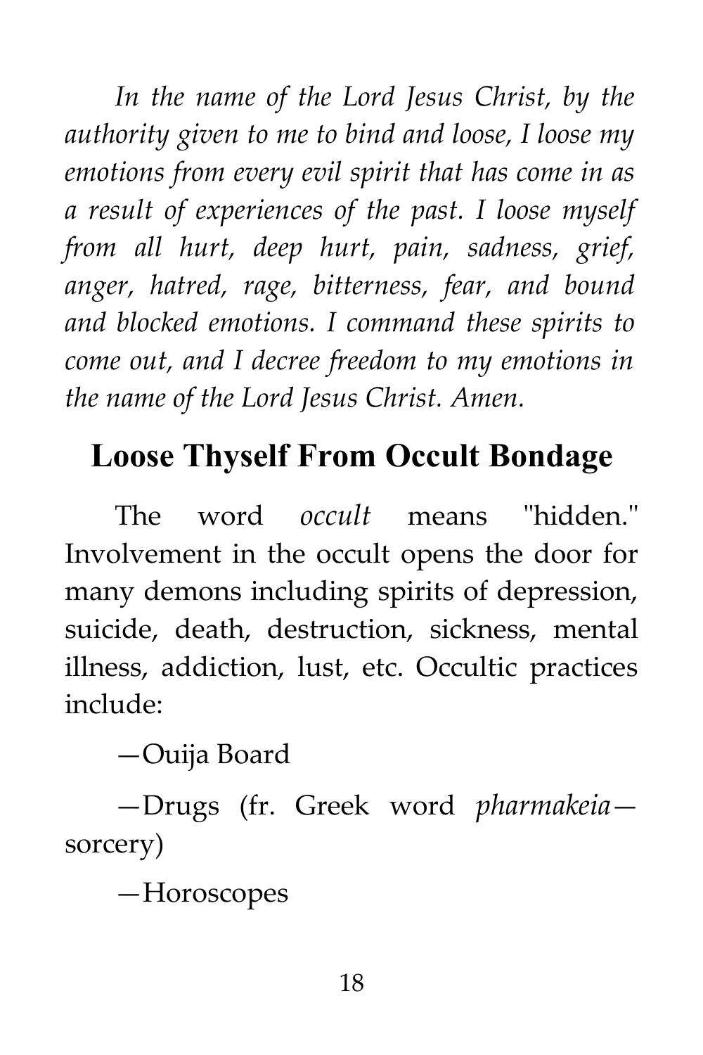*In the name of the Lord Jesus Christ, by the authority given to me to bind and loose, I loose my emotions from every evil spirit that has come in as a result of experiences of the past. I loose myself from all hurt, deep hurt, pain, sadness, grief, anger, hatred, rage, bitterness, fear, and bound and blocked emotions. I command these spirits to come out, and I decree freedom to my emotions in the name of the Lord Jesus Christ. Amen.*

## Loose Thyself From Occult Bondage

The word *occult* means "hidden." Involvement in the occult opens the door for many demons including spirits of depression, suicide, death, destruction, sickness, mental illness, addiction, lust, etc. Occultic practices include:

—Ouija Board

—Drugs (fr. Greek word *pharmakeia*—sorcery)

—Horoscopes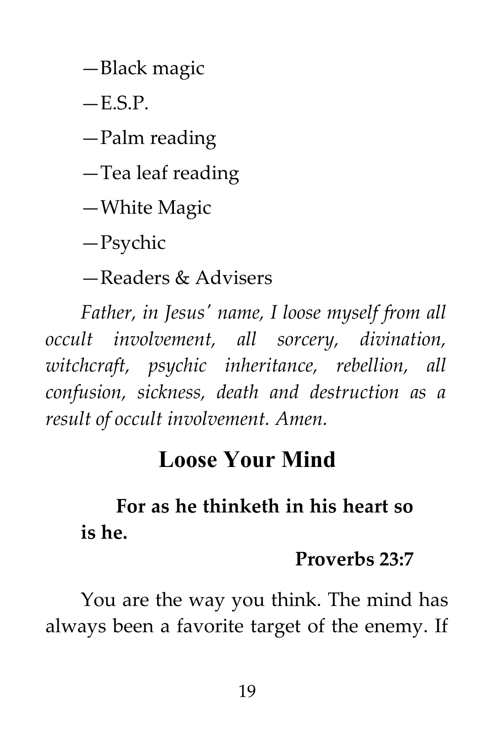—Black magic

—E.S.P.

—Palm reading

—Tea leaf reading

—White Magic

—Psychic

—Readers & Advisers

*Father, in Jesus' name, I loose myself from all occult involvement, all sorcery, divination, witchcraft, psychic inheritance, rebellion, all confusion, sickness, death and destruction as a result of occult involvement. Amen.*

## Loose Your Mind

> **For as he thinketh in his heart so is he.**
>
> **Proverbs 23:7**

You are the way you think. The mind has always been a favorite target of the enemy. If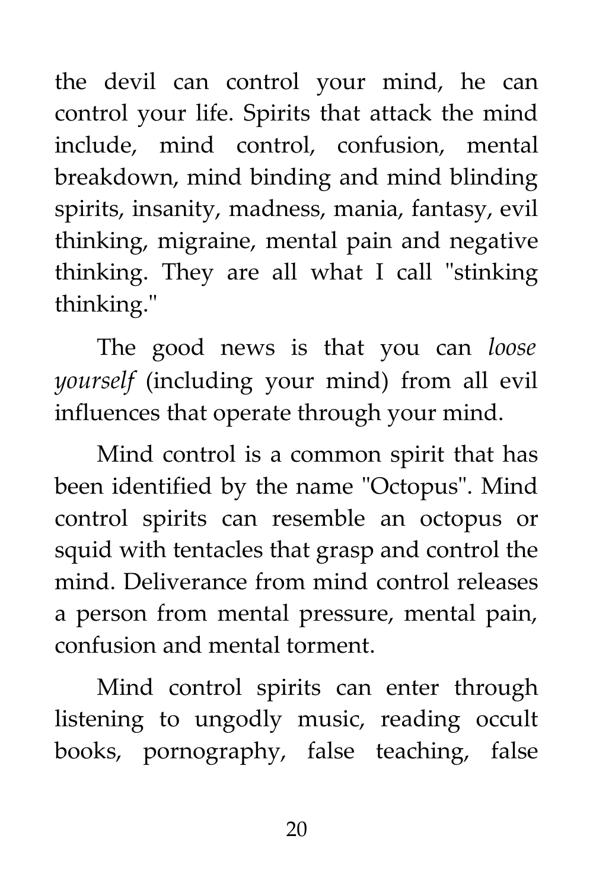the devil can control your mind, he can control your life. Spirits that attack the mind include, mind control, confusion, mental breakdown, mind binding and mind blinding spirits, insanity, madness, mania, fantasy, evil thinking, migraine, mental pain and negative thinking. They are all what I call "stinking thinking."

The good news is that you can *loose yourself* (including your mind) from all evil influences that operate through your mind.

Mind control is a common spirit that has been identified by the name "Octopus". Mind control spirits can resemble an octopus or squid with tentacles that grasp and control the mind. Deliverance from mind control releases a person from mental pressure, mental pain, confusion and mental torment.

Mind control spirits can enter through listening to ungodly music, reading occult books, pornography, false teaching, false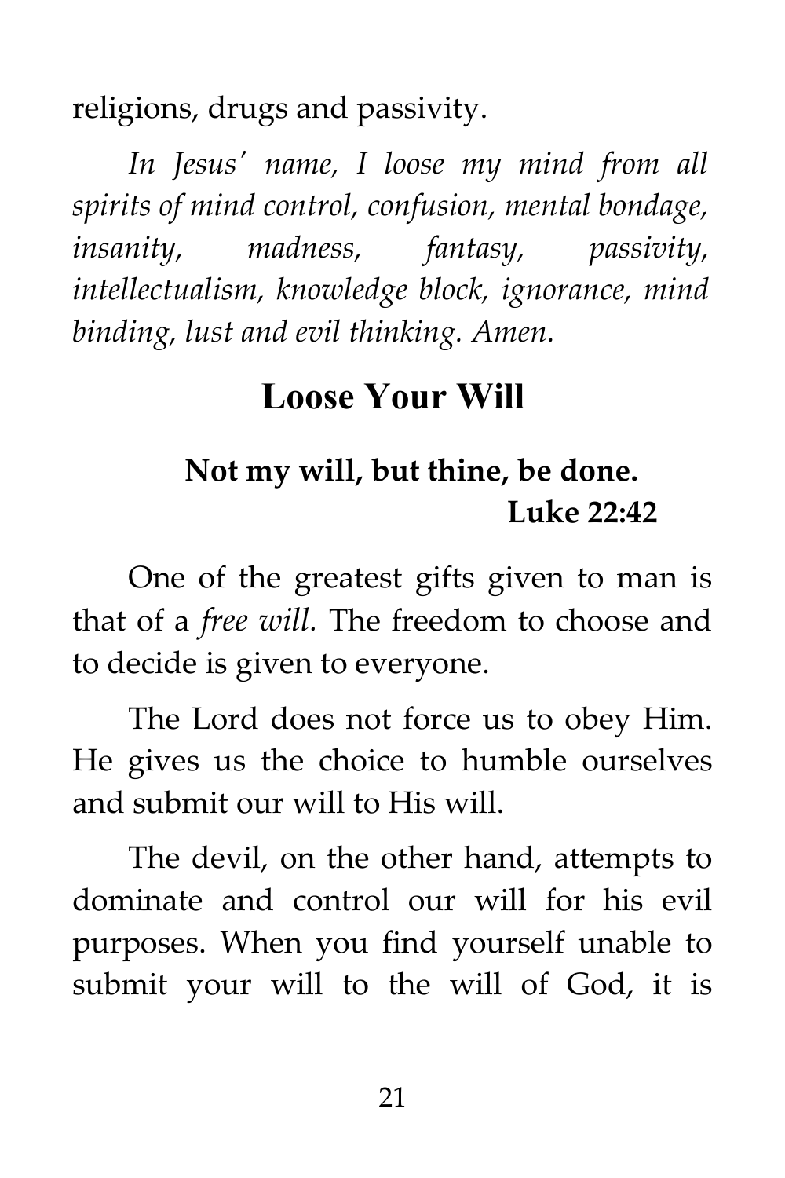religions, drugs and passivity.

*In Jesus' name, I loose my mind from all spirits of mind control, confusion, mental bondage, insanity, madness, fantasy, passivity, intellectualism, knowledge block, ignorance, mind binding, lust and evil thinking. Amen.*

## Loose Your Will

**Not my will, but thine, be done.**
**Luke 22:42**

One of the greatest gifts given to man is that of a *free will.* The freedom to choose and to decide is given to everyone.

The Lord does not force us to obey Him. He gives us the choice to humble ourselves and submit our will to His will.

The devil, on the other hand, attempts to dominate and control our will for his evil purposes. When you find yourself unable to submit your will to the will of God, it is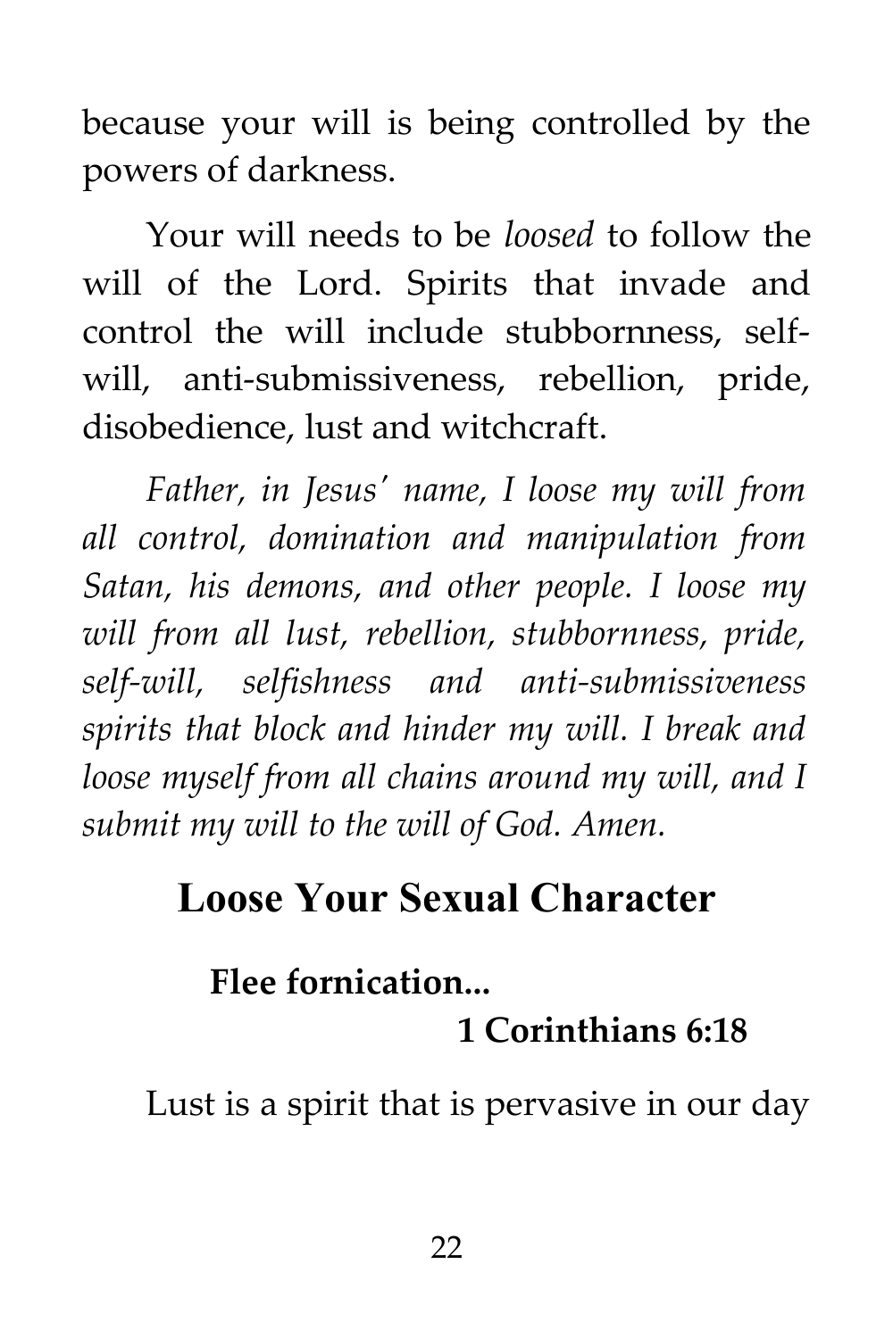because your will is being controlled by the powers of darkness.

Your will needs to be *loosed* to follow the will of the Lord. Spirits that invade and control the will include stubbornness, self-will, anti-submissiveness, rebellion, pride, disobedience, lust and witchcraft.

*Father, in Jesus' name, I loose my will from all control, domination and manipulation from Satan, his demons, and other people. I loose my will from all lust, rebellion, stubbornness, pride, self-will, selfishness and anti-submissiveness spirits that block and hinder my will. I break and loose myself from all chains around my will, and I submit my will to the will of God. Amen.*

## Loose Your Sexual Character

**Flee fornication...**

**1 Corinthians 6:18**

Lust is a spirit that is pervasive in our day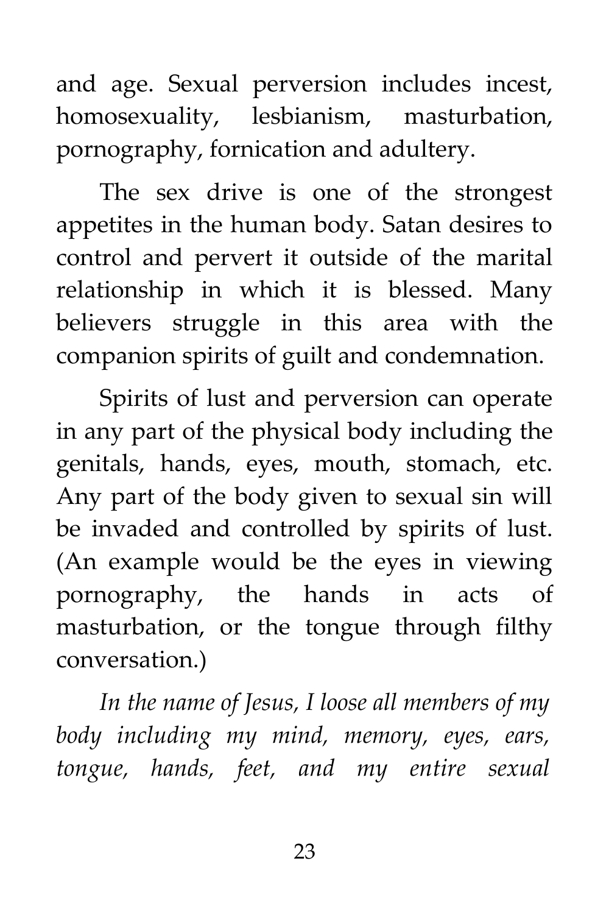and age. Sexual perversion includes incest, homosexuality, lesbianism, masturbation, pornography, fornication and adultery.

The sex drive is one of the strongest appetites in the human body. Satan desires to control and pervert it outside of the marital relationship in which it is blessed. Many believers struggle in this area with the companion spirits of guilt and condemnation.

Spirits of lust and perversion can operate in any part of the physical body including the genitals, hands, eyes, mouth, stomach, etc. Any part of the body given to sexual sin will be invaded and controlled by spirits of lust. (An example would be the eyes in viewing pornography, the hands in acts of masturbation, or the tongue through filthy conversation.)

*In the name of Jesus, I loose all members of my body including my mind, memory, eyes, ears, tongue, hands, feet, and my entire sexual*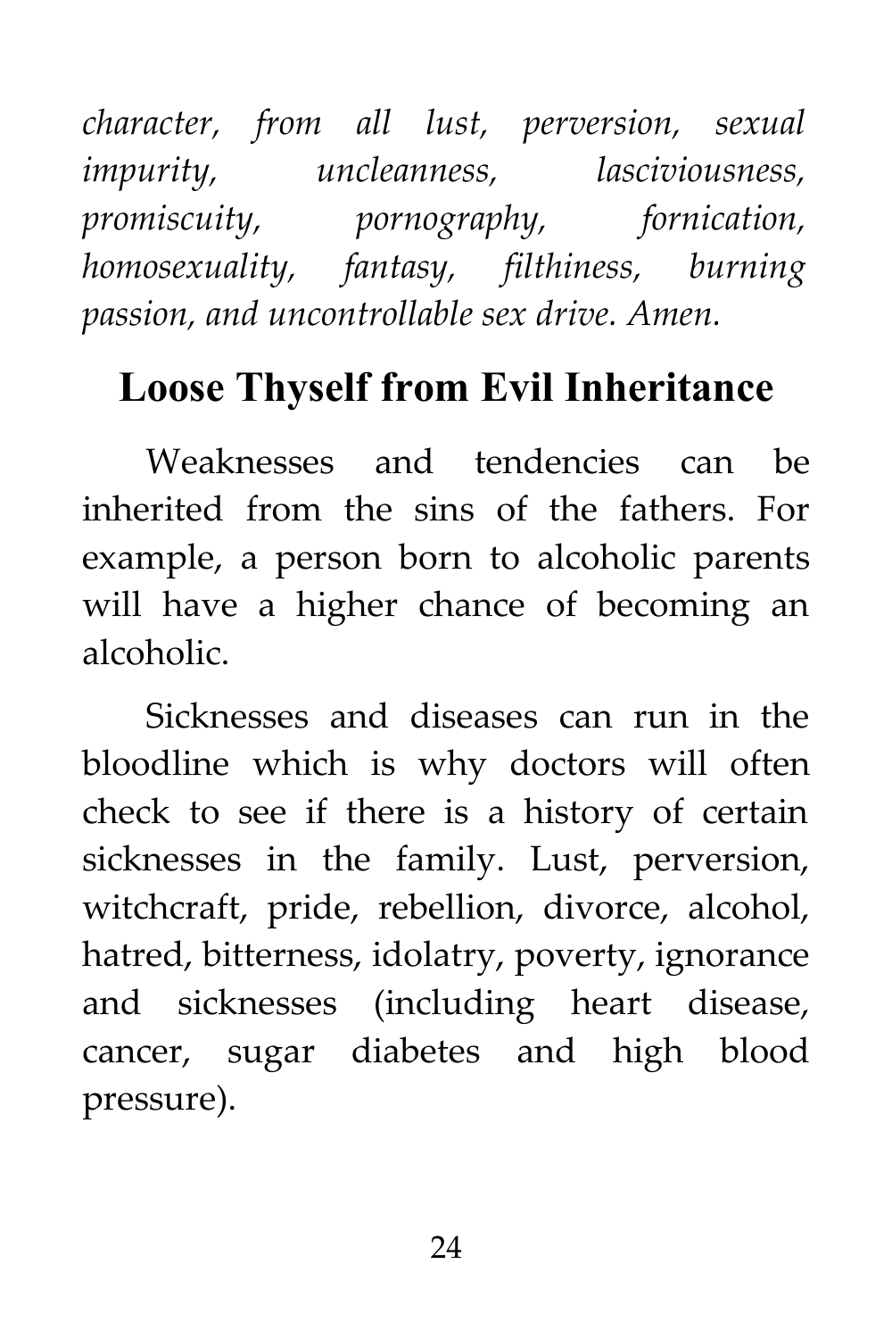*character, from all lust, perversion, sexual impurity, uncleanness, lasciviousness, promiscuity, pornography, fornication, homosexuality, fantasy, filthiness, burning passion, and uncontrollable sex drive. Amen.*

## Loose Thyself from Evil Inheritance

Weaknesses and tendencies can be inherited from the sins of the fathers. For example, a person born to alcoholic parents will have a higher chance of becoming an alcoholic.

Sicknesses and diseases can run in the bloodline which is why doctors will often check to see if there is a history of certain sicknesses in the family. Lust, perversion, witchcraft, pride, rebellion, divorce, alcohol, hatred, bitterness, idolatry, poverty, ignorance and sicknesses (including heart disease, cancer, sugar diabetes and high blood pressure).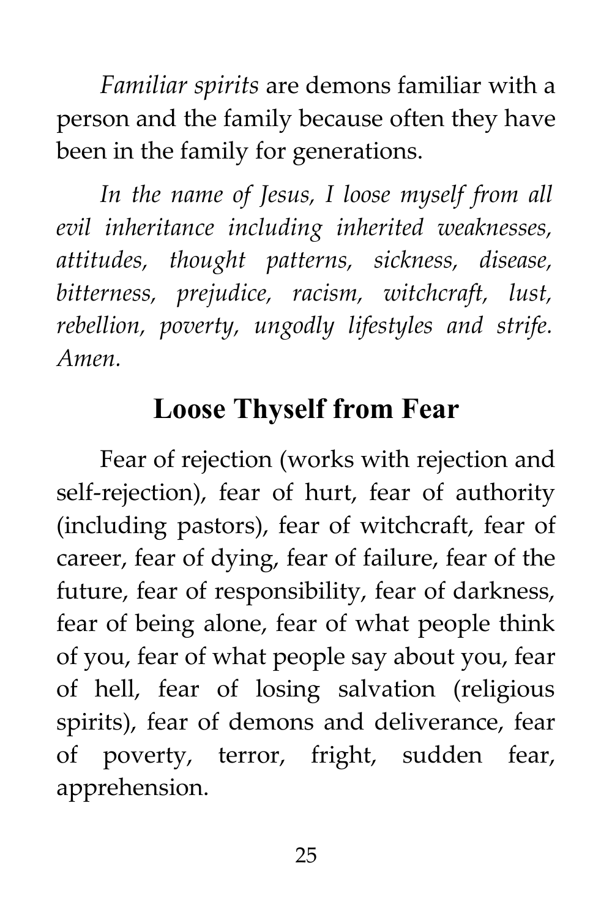*Familiar spirits* are demons familiar with a person and the family because often they have been in the family for generations.

*In the name of Jesus, I loose myself from all evil inheritance including inherited weaknesses, attitudes, thought patterns, sickness, disease, bitterness, prejudice, racism, witchcraft, lust, rebellion, poverty, ungodly lifestyles and strife. Amen.*

## Loose Thyself from Fear

Fear of rejection (works with rejection and self-rejection), fear of hurt, fear of authority (including pastors), fear of witchcraft, fear of career, fear of dying, fear of failure, fear of the future, fear of responsibility, fear of darkness, fear of being alone, fear of what people think of you, fear of what people say about you, fear of hell, fear of losing salvation (religious spirits), fear of demons and deliverance, fear of poverty, terror, fright, sudden fear, apprehension.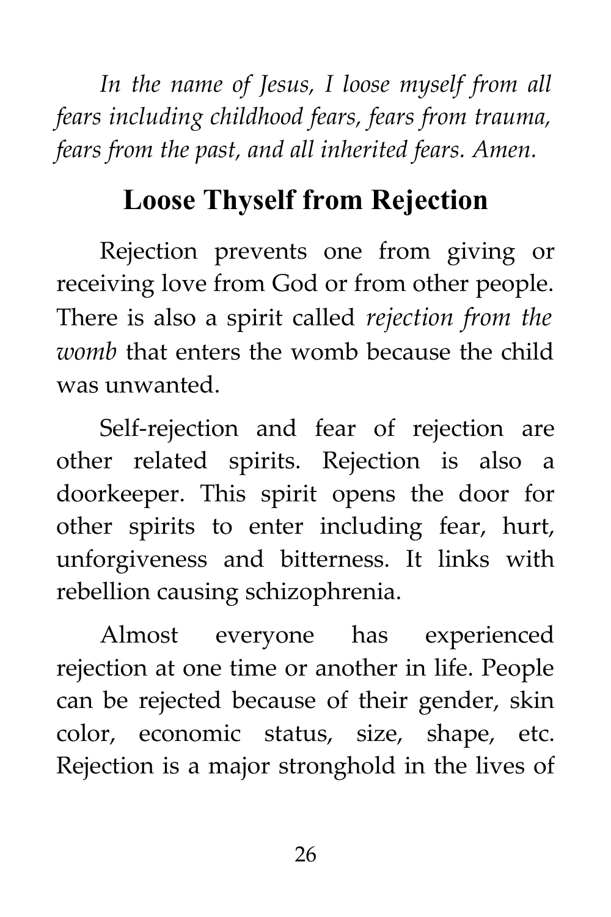*In the name of Jesus, I loose myself from all fears including childhood fears, fears from trauma, fears from the past, and all inherited fears. Amen.*

## Loose Thyself from Rejection

Rejection prevents one from giving or receiving love from God or from other people. There is also a spirit called *rejection from the womb* that enters the womb because the child was unwanted.

Self-rejection and fear of rejection are other related spirits. Rejection is also a doorkeeper. This spirit opens the door for other spirits to enter including fear, hurt, unforgiveness and bitterness. It links with rebellion causing schizophrenia.

Almost everyone has experienced rejection at one time or another in life. People can be rejected because of their gender, skin color, economic status, size, shape, etc. Rejection is a major stronghold in the lives of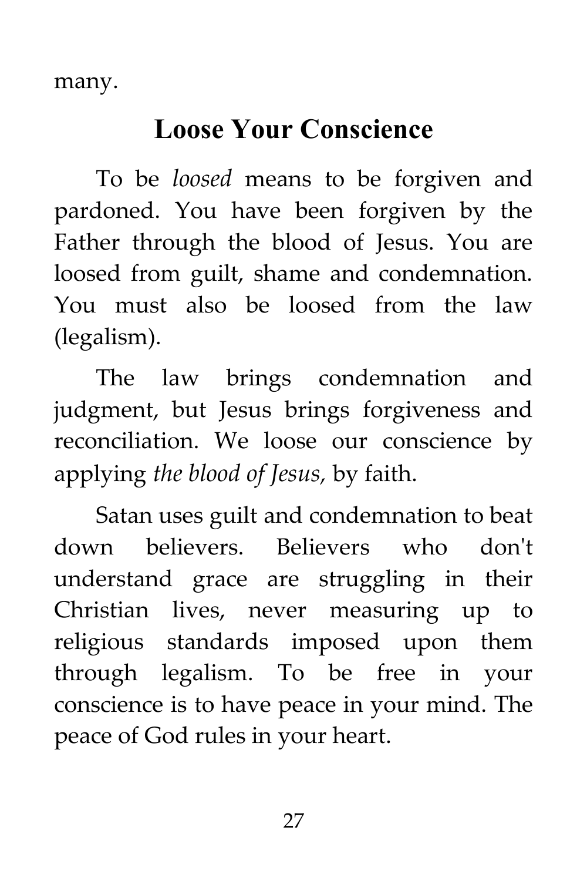many.

## Loose Your Conscience

To be *loosed* means to be forgiven and pardoned. You have been forgiven by the Father through the blood of Jesus. You are loosed from guilt, shame and condemnation. You must also be loosed from the law (legalism).

The law brings condemnation and judgment, but Jesus brings forgiveness and reconciliation. We loose our conscience by applying *the blood of Jesus,* by faith.

Satan uses guilt and condemnation to beat down believers. Believers who don't understand grace are struggling in their Christian lives, never measuring up to religious standards imposed upon them through legalism. To be free in your conscience is to have peace in your mind. The peace of God rules in your heart.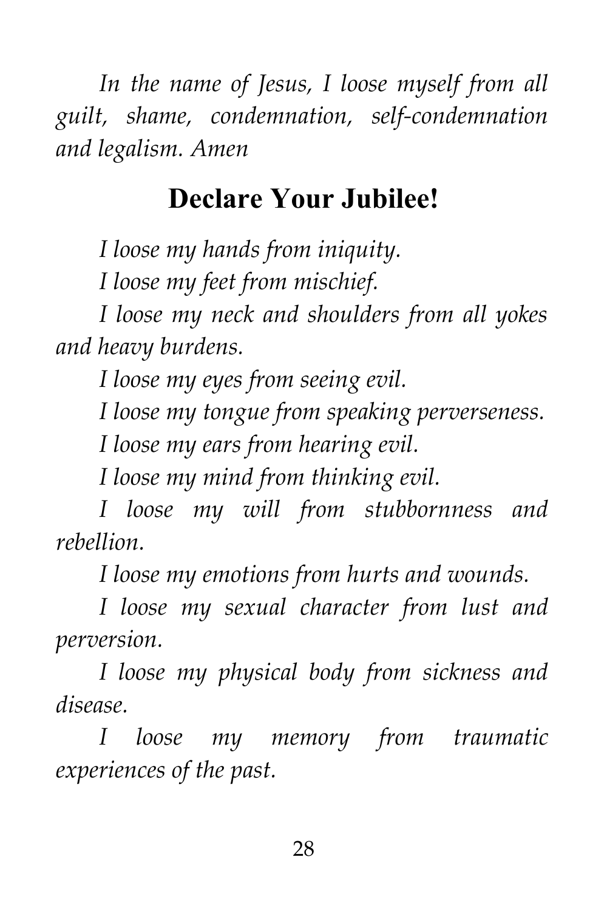*In the name of Jesus, I loose myself from all guilt, shame, condemnation, self-condemnation and legalism. Amen*

## Declare Your Jubilee!

*I loose my hands from iniquity.*

*I loose my feet from mischief.*

*I loose my neck and shoulders from all yokes and heavy burdens.*

*I loose my eyes from seeing evil.*

*I loose my tongue from speaking perverseness.*

*I loose my ears from hearing evil.*

*I loose my mind from thinking evil.*

*I loose my will from stubbornness and rebellion.*

*I loose my emotions from hurts and wounds.*

*I loose my sexual character from lust and perversion.*

*I loose my physical body from sickness and disease.*

*I loose my memory from traumatic experiences of the past.*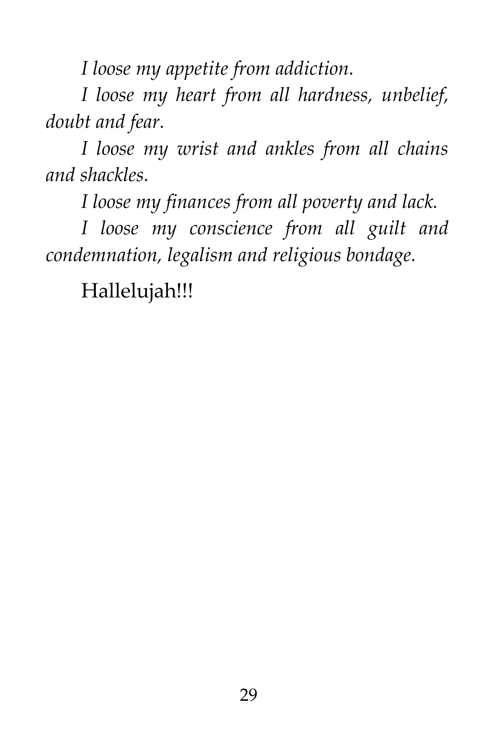*I loose my appetite from addiction.*

*I loose my heart from all hardness, unbelief, doubt and fear.*

*I loose my wrist and ankles from all chains and shackles.*

*I loose my finances from all poverty and lack.*

*I loose my conscience from all guilt and condemnation, legalism and religious bondage.*

Hallelujah!!!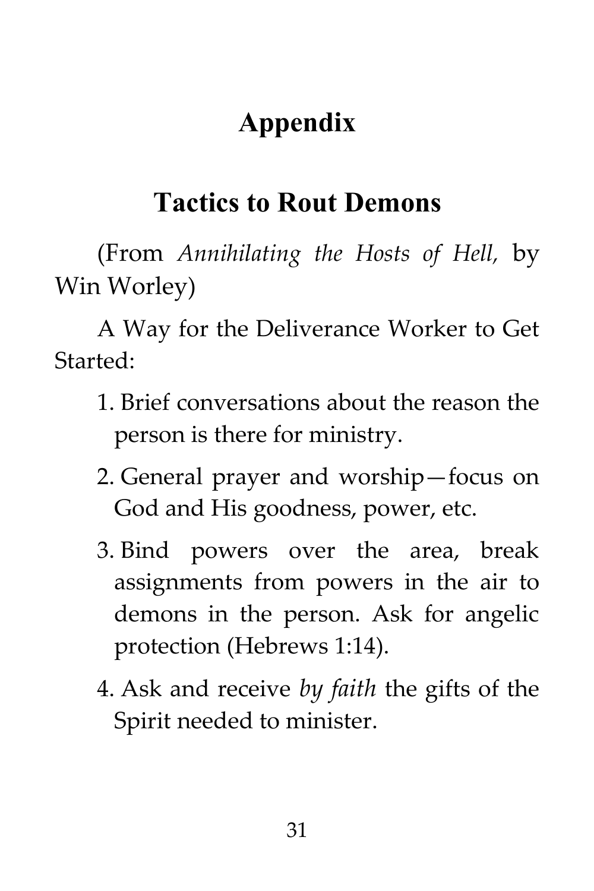# Appendix

## Tactics to Rout Demons

(From *Annihilating the Hosts of Hell,* by Win Worley)

A Way for the Deliverance Worker to Get Started:

1. Brief conversations about the reason the person is there for ministry.
2. General prayer and worship—focus on God and His goodness, power, etc.
3. Bind powers over the area, break assignments from powers in the air to demons in the person. Ask for angelic protection (Hebrews 1:14).
4. Ask and receive *by faith* the gifts of the Spirit needed to minister.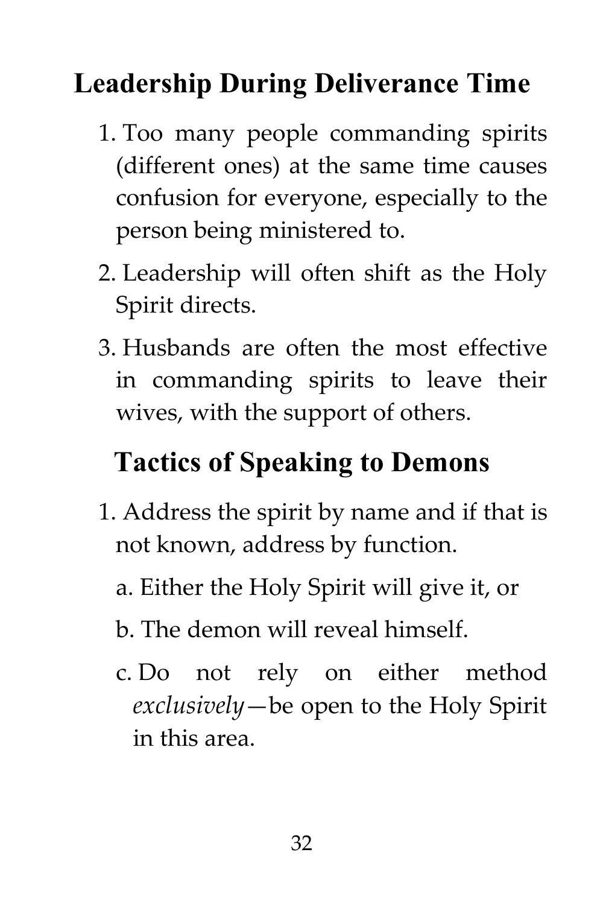## Leadership During Deliverance Time

1. Too many people commanding spirits (different ones) at the same time causes confusion for everyone, especially to the person being ministered to.
2. Leadership will often shift as the Holy Spirit directs.
3. Husbands are often the most effective in commanding spirits to leave their wives, with the support of others.

## Tactics of Speaking to Demons

1. Address the spirit by name and if that is not known, address by function.
   a. Either the Holy Spirit will give it, or
   b. The demon will reveal himself.
   c. Do not rely on either method *exclusively*—be open to the Holy Spirit in this area.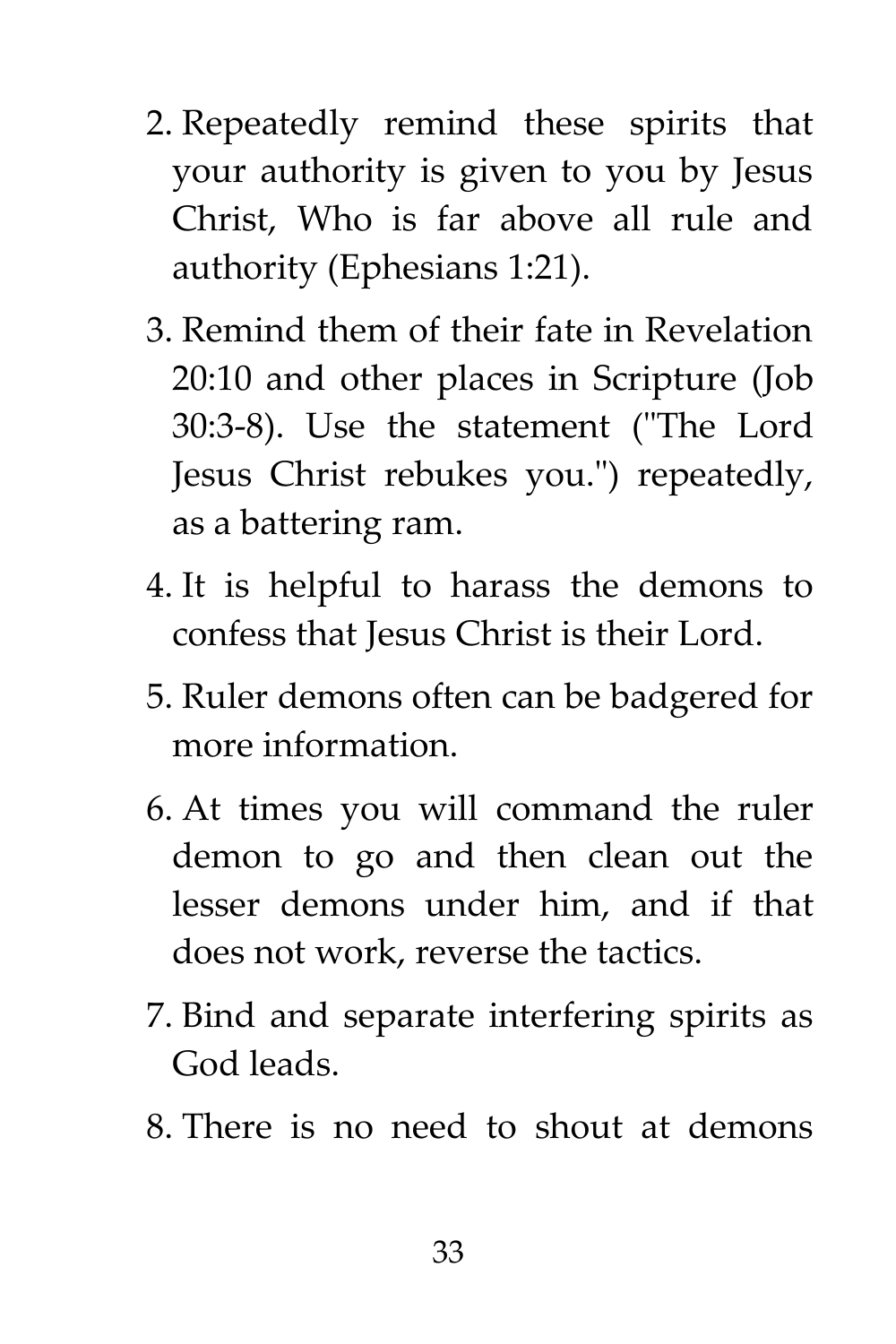2. Repeatedly remind these spirits that your authority is given to you by Jesus Christ, Who is far above all rule and authority (Ephesians 1:21).
3. Remind them of their fate in Revelation 20:10 and other places in Scripture (Job 30:3-8). Use the statement ("The Lord Jesus Christ rebukes you.") repeatedly, as a battering ram.
4. It is helpful to harass the demons to confess that Jesus Christ is their Lord.
5. Ruler demons often can be badgered for more information.
6. At times you will command the ruler demon to go and then clean out the lesser demons under him, and if that does not work, reverse the tactics.
7. Bind and separate interfering spirits as God leads.
8. There is no need to shout at demons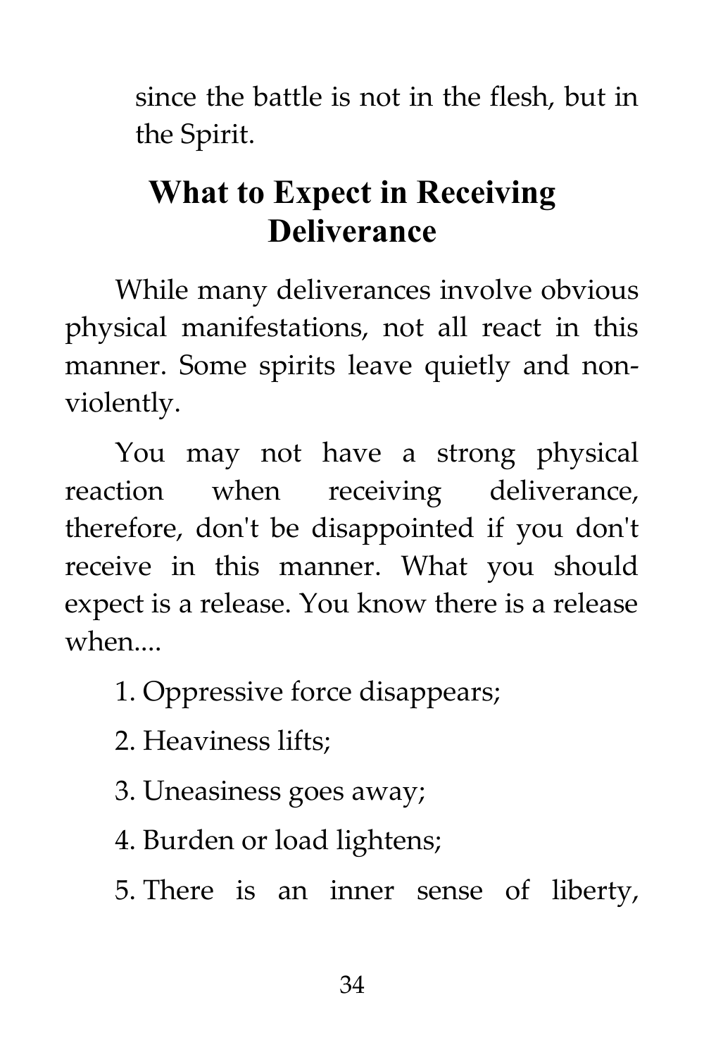since the battle is not in the flesh, but in the Spirit.

## What to Expect in Receiving Deliverance

While many deliverances involve obvious physical manifestations, not all react in this manner. Some spirits leave quietly and non-violently.

You may not have a strong physical reaction when receiving deliverance, therefore, don't be disappointed if you don't receive in this manner. What you should expect is a release. You know there is a release when....

1. Oppressive force disappears;
2. Heaviness lifts;
3. Uneasiness goes away;
4. Burden or load lightens;
5. There is an inner sense of liberty,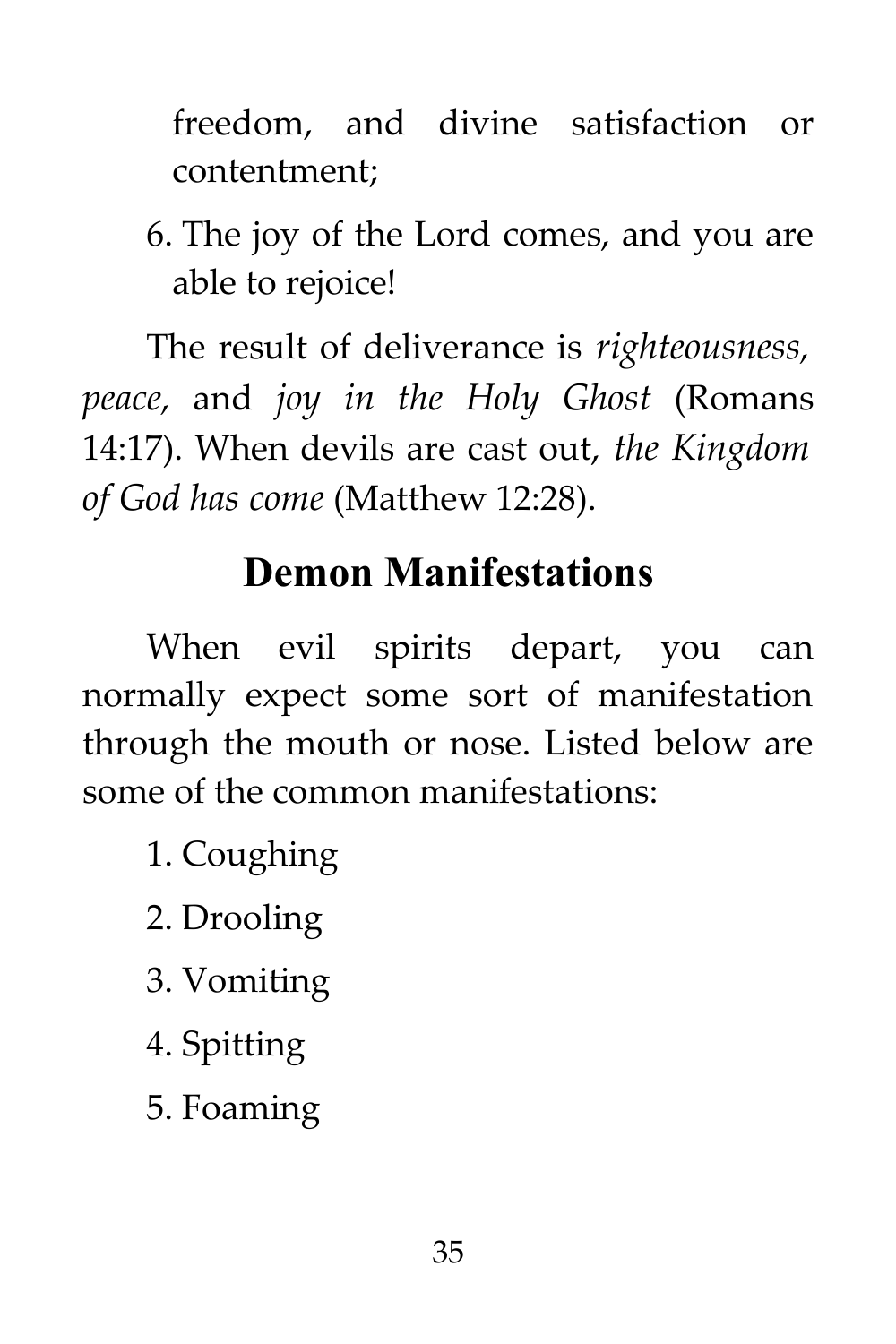freedom, and divine satisfaction or contentment;

6. The joy of the Lord comes, and you are able to rejoice!

The result of deliverance is *righteousness, peace,* and *joy in the Holy Ghost* (Romans 14:17). When devils are cast out, *the Kingdom of God has come* (Matthew 12:28).

## Demon Manifestations

When evil spirits depart, you can normally expect some sort of manifestation through the mouth or nose. Listed below are some of the common manifestations:

1. Coughing
2. Drooling
3. Vomiting
4. Spitting
5. Foaming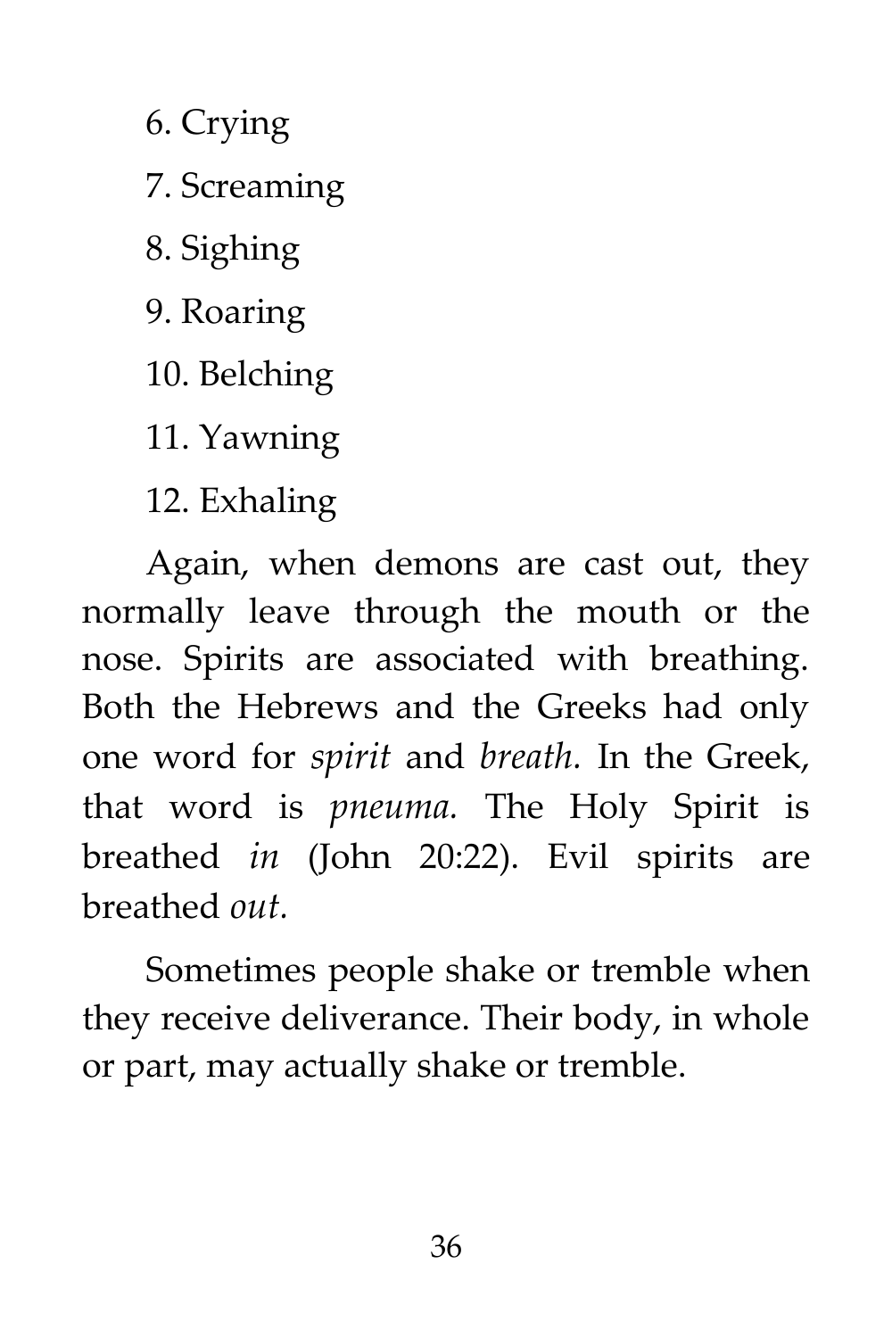6. Crying

7. Screaming

8. Sighing

9. Roaring

10. Belching

11. Yawning

12. Exhaling

Again, when demons are cast out, they normally leave through the mouth or the nose. Spirits are associated with breathing. Both the Hebrews and the Greeks had only one word for *spirit* and *breath.* In the Greek, that word is *pneuma.* The Holy Spirit is breathed *in* (John 20:22). Evil spirits are breathed *out.*

Sometimes people shake or tremble when they receive deliverance. Their body, in whole or part, may actually shake or tremble.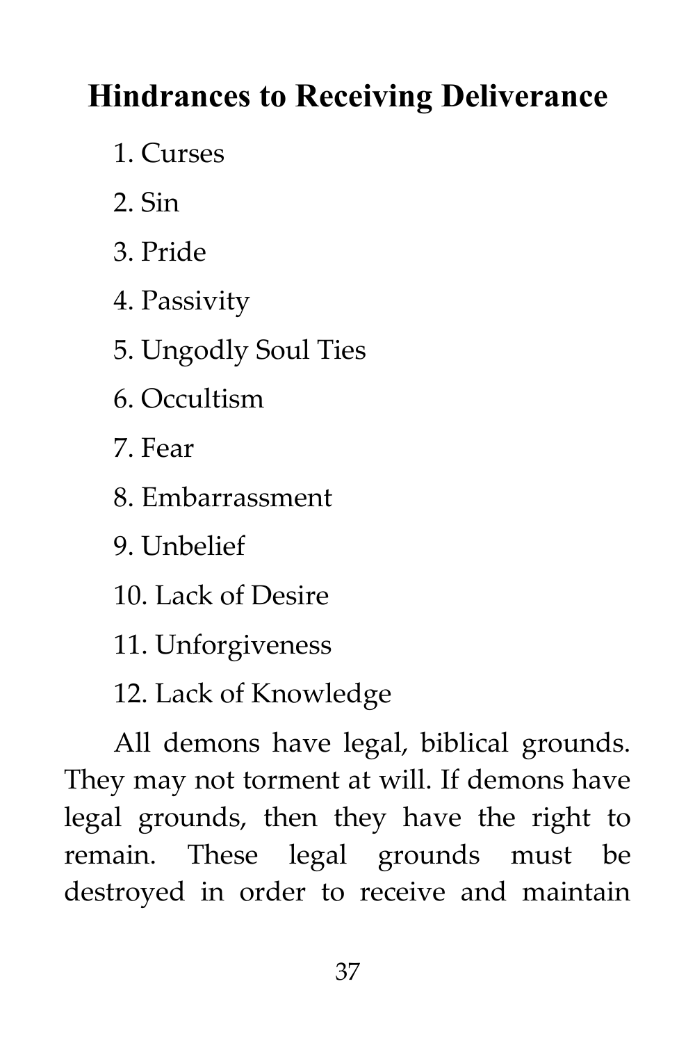## Hindrances to Receiving Deliverance

1. Curses
2. Sin
3. Pride
4. Passivity
5. Ungodly Soul Ties
6. Occultism
7. Fear
8. Embarrassment
9. Unbelief
10. Lack of Desire
11. Unforgiveness
12. Lack of Knowledge

All demons have legal, biblical grounds. They may not torment at will. If demons have legal grounds, then they have the right to remain. These legal grounds must be destroyed in order to receive and maintain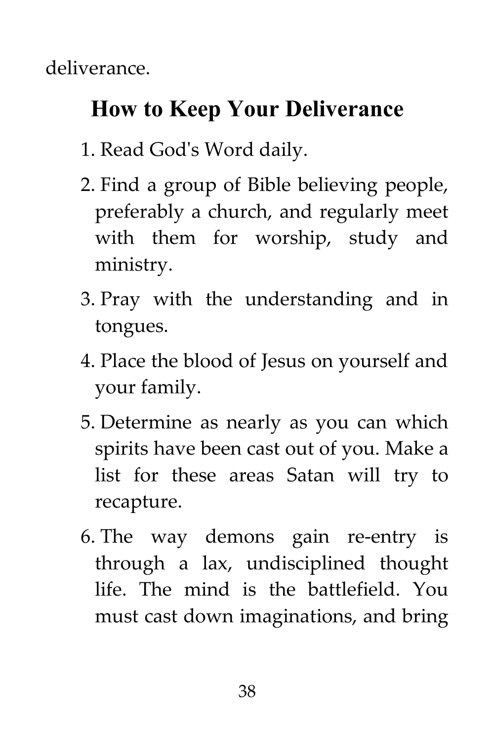deliverance.

## How to Keep Your Deliverance

1. Read God's Word daily.
2. Find a group of Bible believing people, preferably a church, and regularly meet with them for worship, study and ministry.
3. Pray with the understanding and in tongues.
4. Place the blood of Jesus on yourself and your family.
5. Determine as nearly as you can which spirits have been cast out of you. Make a list for these areas Satan will try to recapture.
6. The way demons gain re-entry is through a lax, undisciplined thought life. The mind is the battlefield. You must cast down imaginations, and bring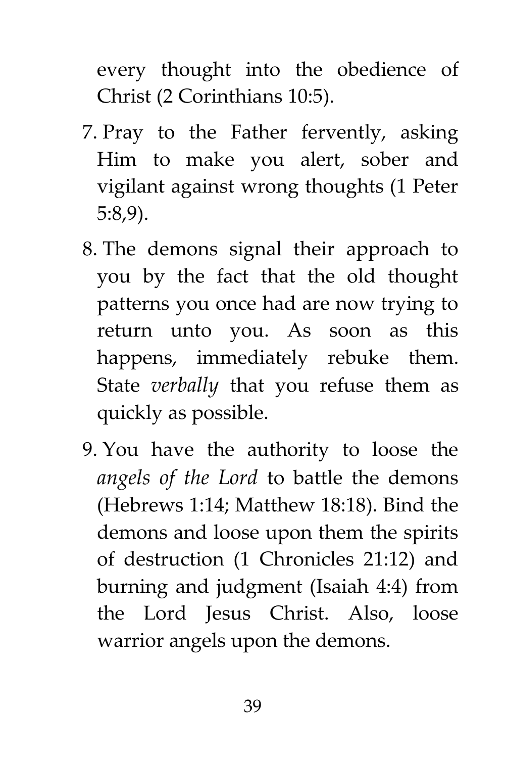every thought into the obedience of Christ (2 Corinthians 10:5).

7. Pray to the Father fervently, asking Him to make you alert, sober and vigilant against wrong thoughts (1 Peter 5:8,9).
8. The demons signal their approach to you by the fact that the old thought patterns you once had are now trying to return unto you. As soon as this happens, immediately rebuke them. State *verbally* that you refuse them as quickly as possible.
9. You have the authority to loose the *angels of the Lord* to battle the demons (Hebrews 1:14; Matthew 18:18). Bind the demons and loose upon them the spirits of destruction (1 Chronicles 21:12) and burning and judgment (Isaiah 4:4) from the Lord Jesus Christ. Also, loose warrior angels upon the demons.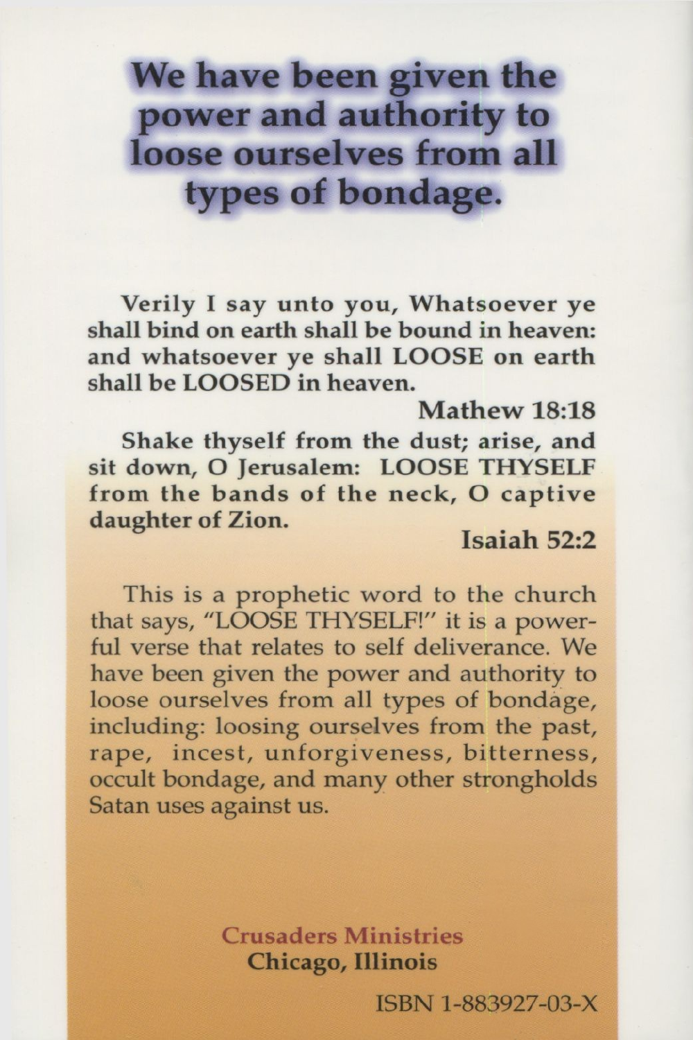# We have been given the power and authority to loose ourselves from all types of bondage.

**Verily I say unto you, Whatsoever ye shall bind on earth shall be bound in heaven: and whatsoever ye shall LOOSE on earth shall be LOOSED in heaven.**

**Mathew 18:18**

**Shake thyself from the dust; arise, and sit down, O Jerusalem: LOOSE THYSELF from the bands of the neck, O captive daughter of Zion.**

**Isaiah 52:2**

This is a prophetic word to the church that says, "LOOSE THYSELF!" it is a powerful verse that relates to self deliverance. We have been given the power and authority to loose ourselves from all types of bondage, including: loosing ourselves from the past, rape, incest, unforgiveness, bitterness, occult bondage, and many other strongholds Satan uses against us.

Crusaders Ministries
**Chicago, Illinois**

ISBN 1-883927-03-X